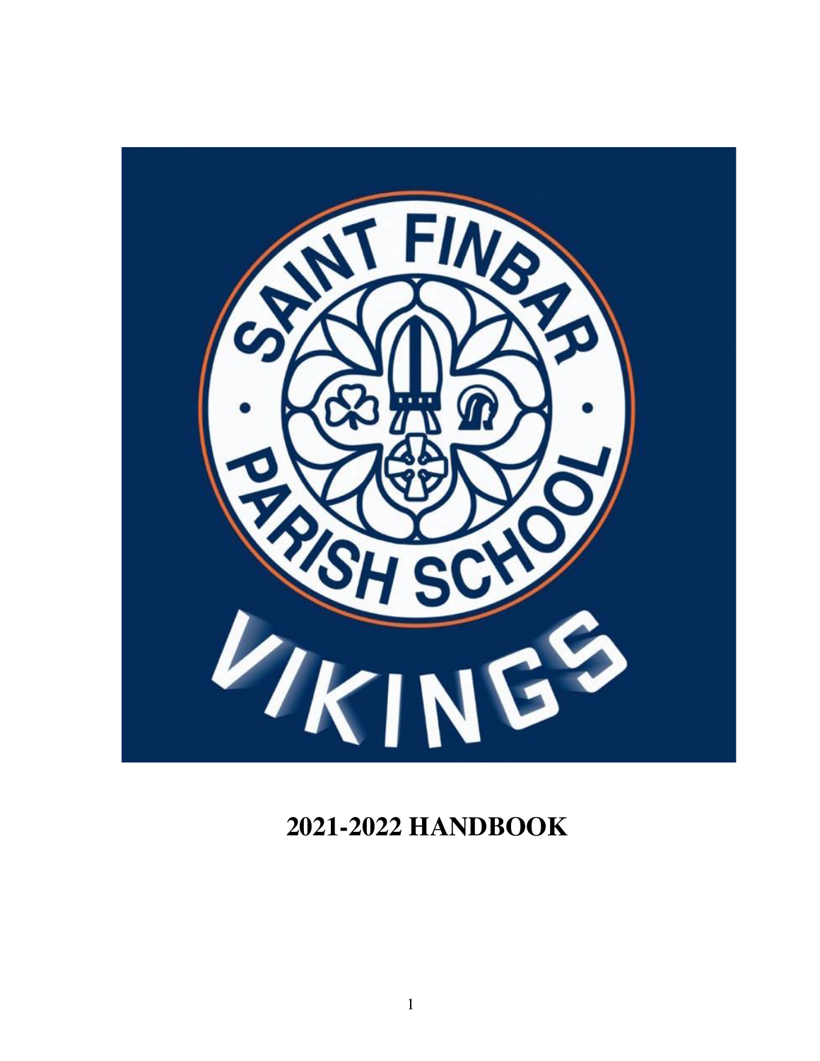SAINT FINBAR PARISH SCHOOL

VIKINGS

# 2021-2022 HANDBOOK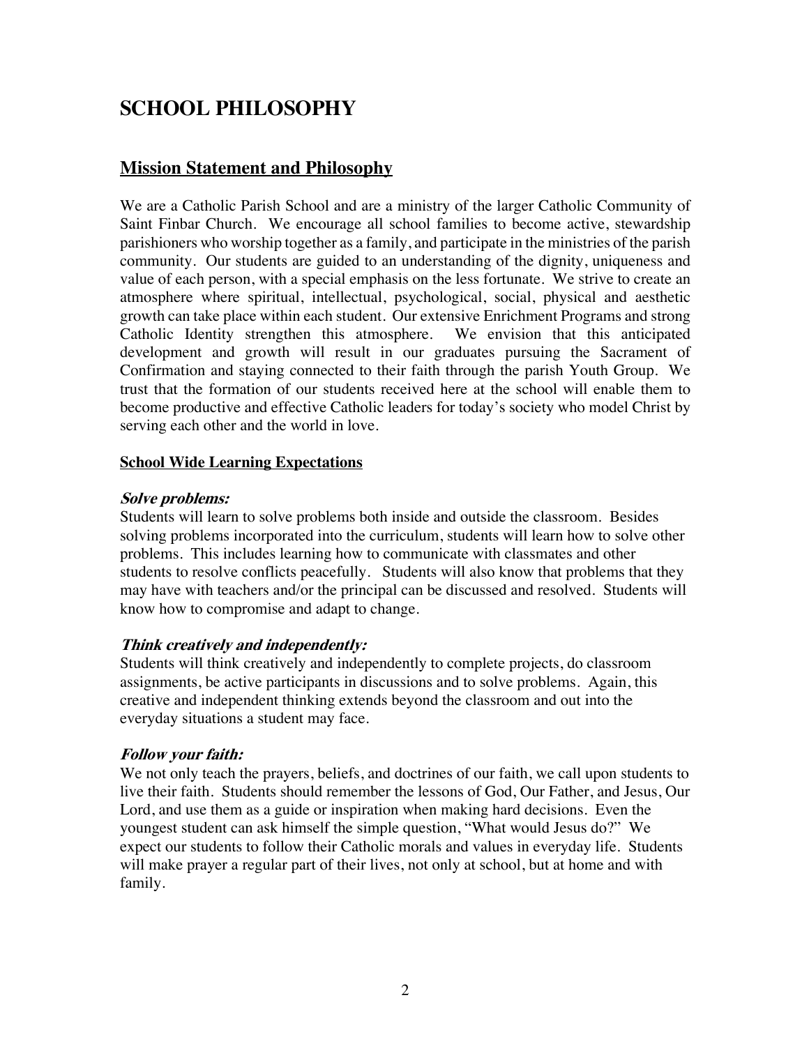# SCHOOL PHILOSOPHY

## Mission Statement and Philosophy

We are a Catholic Parish School and are a ministry of the larger Catholic Community of Saint Finbar Church. We encourage all school families to become active, stewardship parishioners who worship together as a family, and participate in the ministries of the parish community. Our students are guided to an understanding of the dignity, uniqueness and value of each person, with a special emphasis on the less fortunate. We strive to create an atmosphere where spiritual, intellectual, psychological, social, physical and aesthetic growth can take place within each student. Our extensive Enrichment Programs and strong Catholic Identity strengthen this atmosphere. We envision that this anticipated development and growth will result in our graduates pursuing the Sacrament of Confirmation and staying connected to their faith through the parish Youth Group. We trust that the formation of our students received here at the school will enable them to become productive and effective Catholic leaders for today's society who model Christ by serving each other and the world in love.

### School Wide Learning Expectations

***Solve problems:***
Students will learn to solve problems both inside and outside the classroom. Besides solving problems incorporated into the curriculum, students will learn how to solve other problems. This includes learning how to communicate with classmates and other students to resolve conflicts peacefully. Students will also know that problems that they may have with teachers and/or the principal can be discussed and resolved. Students will know how to compromise and adapt to change.

***Think creatively and independently:***
Students will think creatively and independently to complete projects, do classroom assignments, be active participants in discussions and to solve problems. Again, this creative and independent thinking extends beyond the classroom and out into the everyday situations a student may face.

***Follow your faith:***
We not only teach the prayers, beliefs, and doctrines of our faith, we call upon students to live their faith. Students should remember the lessons of God, Our Father, and Jesus, Our Lord, and use them as a guide or inspiration when making hard decisions. Even the youngest student can ask himself the simple question, "What would Jesus do?" We expect our students to follow their Catholic morals and values in everyday life. Students will make prayer a regular part of their lives, not only at school, but at home and with family.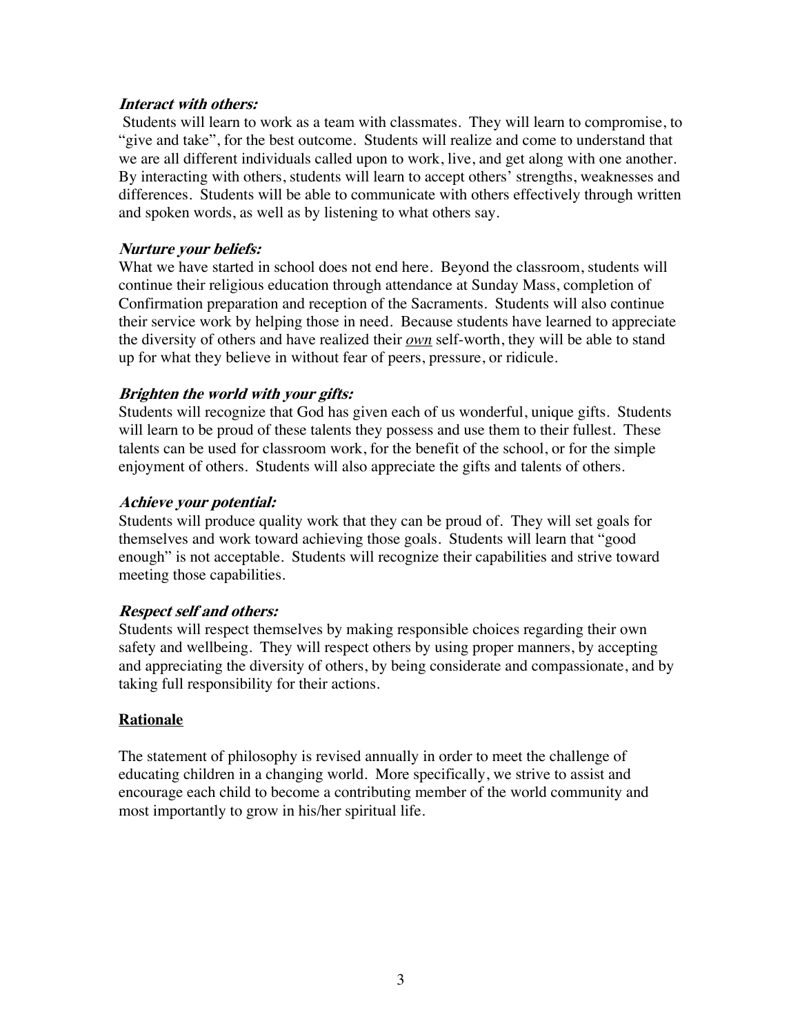***Interact with others:***

Students will learn to work as a team with classmates. They will learn to compromise, to "give and take", for the best outcome. Students will realize and come to understand that we are all different individuals called upon to work, live, and get along with one another. By interacting with others, students will learn to accept others' strengths, weaknesses and differences. Students will be able to communicate with others effectively through written and spoken words, as well as by listening to what others say.

***Nurture your beliefs:***

What we have started in school does not end here. Beyond the classroom, students will continue their religious education through attendance at Sunday Mass, completion of Confirmation preparation and reception of the Sacraments. Students will also continue their service work by helping those in need. Because students have learned to appreciate the diversity of others and have realized their <u>*own*</u> self-worth, they will be able to stand up for what they believe in without fear of peers, pressure, or ridicule.

***Brighten the world with your gifts:***

Students will recognize that God has given each of us wonderful, unique gifts. Students will learn to be proud of these talents they possess and use them to their fullest. These talents can be used for classroom work, for the benefit of the school, or for the simple enjoyment of others. Students will also appreciate the gifts and talents of others.

***Achieve your potential:***

Students will produce quality work that they can be proud of. They will set goals for themselves and work toward achieving those goals. Students will learn that "good enough" is not acceptable. Students will recognize their capabilities and strive toward meeting those capabilities.

***Respect self and others:***

Students will respect themselves by making responsible choices regarding their own safety and wellbeing. They will respect others by using proper manners, by accepting and appreciating the diversity of others, by being considerate and compassionate, and by taking full responsibility for their actions.

## <u>Rationale</u>

The statement of philosophy is revised annually in order to meet the challenge of educating children in a changing world. More specifically, we strive to assist and encourage each child to become a contributing member of the world community and most importantly to grow in his/her spiritual life.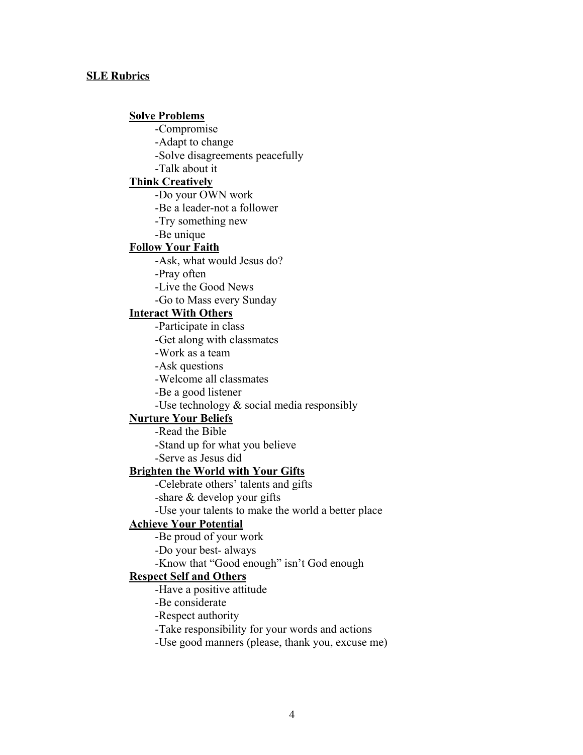## SLE Rubrics

### Solve Problems

-Compromise

-Adapt to change

-Solve disagreements peacefully

-Talk about it

### Think Creatively

-Do your OWN work

-Be a leader-not a follower

-Try something new

-Be unique

### Follow Your Faith

-Ask, what would Jesus do?

-Pray often

-Live the Good News

-Go to Mass every Sunday

### Interact With Others

-Participate in class

-Get along with classmates

-Work as a team

-Ask questions

-Welcome all classmates

-Be a good listener

-Use technology & social media responsibly

### Nurture Your Beliefs

-Read the Bible

-Stand up for what you believe

-Serve as Jesus did

### Brighten the World with Your Gifts

-Celebrate others' talents and gifts

-share & develop your gifts

-Use your talents to make the world a better place

### Achieve Your Potential

-Be proud of your work

-Do your best- always

-Know that "Good enough" isn't God enough

### Respect Self and Others

-Have a positive attitude

-Be considerate

-Respect authority

-Take responsibility for your words and actions

-Use good manners (please, thank you, excuse me)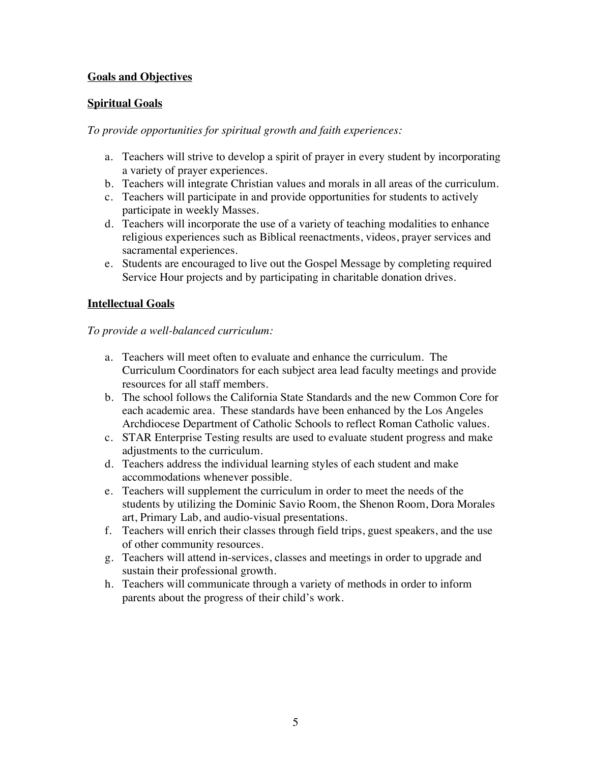## Goals and Objectives

### Spiritual Goals

*To provide opportunities for spiritual growth and faith experiences:*

a. Teachers will strive to develop a spirit of prayer in every student by incorporating a variety of prayer experiences.
b. Teachers will integrate Christian values and morals in all areas of the curriculum.
c. Teachers will participate in and provide opportunities for students to actively participate in weekly Masses.
d. Teachers will incorporate the use of a variety of teaching modalities to enhance religious experiences such as Biblical reenactments, videos, prayer services and sacramental experiences.
e. Students are encouraged to live out the Gospel Message by completing required Service Hour projects and by participating in charitable donation drives.

### Intellectual Goals

*To provide a well-balanced curriculum:*

a. Teachers will meet often to evaluate and enhance the curriculum. The Curriculum Coordinators for each subject area lead faculty meetings and provide resources for all staff members.
b. The school follows the California State Standards and the new Common Core for each academic area. These standards have been enhanced by the Los Angeles Archdiocese Department of Catholic Schools to reflect Roman Catholic values.
c. STAR Enterprise Testing results are used to evaluate student progress and make adjustments to the curriculum.
d. Teachers address the individual learning styles of each student and make accommodations whenever possible.
e. Teachers will supplement the curriculum in order to meet the needs of the students by utilizing the Dominic Savio Room, the Shenon Room, Dora Morales art, Primary Lab, and audio-visual presentations.
f. Teachers will enrich their classes through field trips, guest speakers, and the use of other community resources.
g. Teachers will attend in-services, classes and meetings in order to upgrade and sustain their professional growth.
h. Teachers will communicate through a variety of methods in order to inform parents about the progress of their child's work.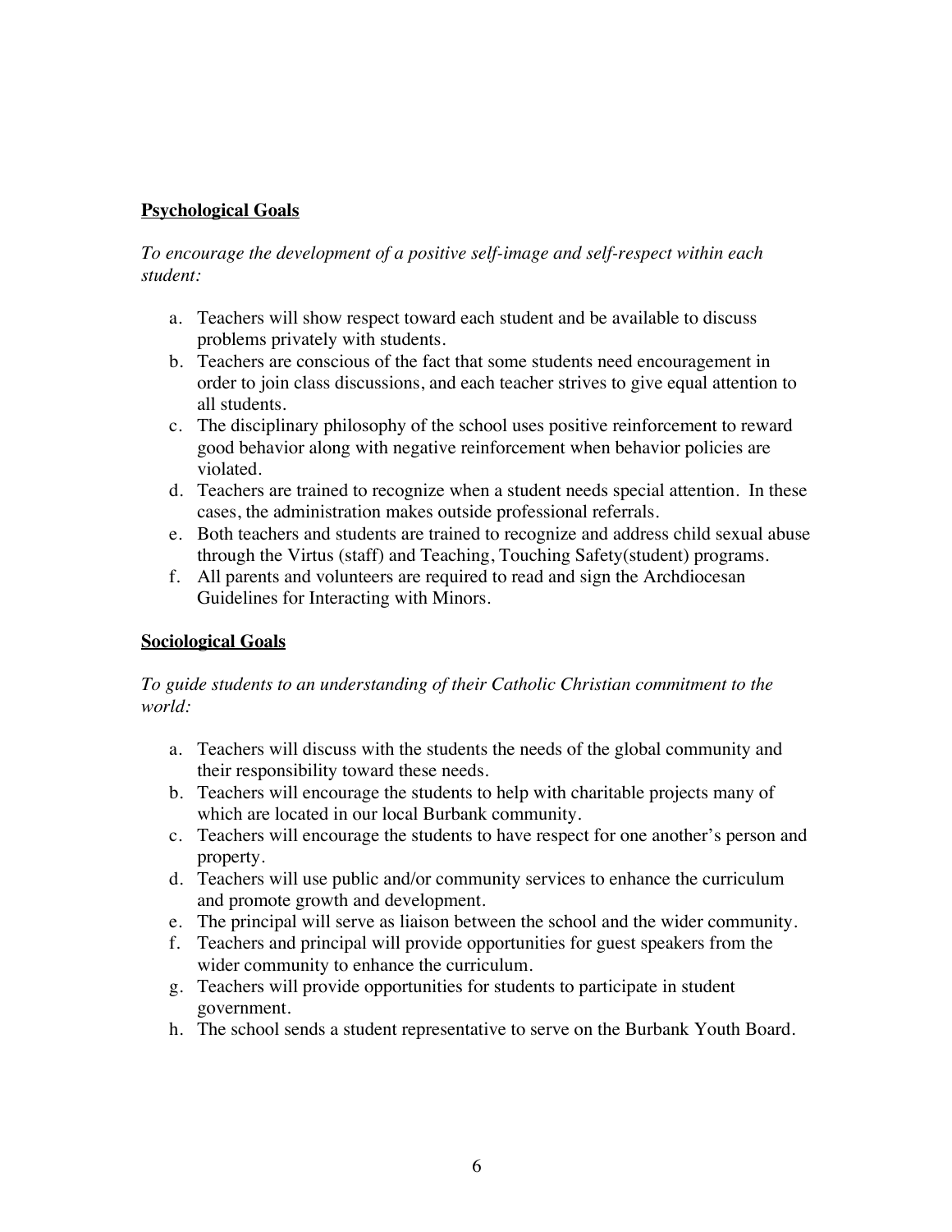**Psychological Goals**

*To encourage the development of a positive self-image and self-respect within each student:*

a. Teachers will show respect toward each student and be available to discuss problems privately with students.
b. Teachers are conscious of the fact that some students need encouragement in order to join class discussions, and each teacher strives to give equal attention to all students.
c. The disciplinary philosophy of the school uses positive reinforcement to reward good behavior along with negative reinforcement when behavior policies are violated.
d. Teachers are trained to recognize when a student needs special attention. In these cases, the administration makes outside professional referrals.
e. Both teachers and students are trained to recognize and address child sexual abuse through the Virtus (staff) and Teaching, Touching Safety(student) programs.
f. All parents and volunteers are required to read and sign the Archdiocesan Guidelines for Interacting with Minors.

**Sociological Goals**

*To guide students to an understanding of their Catholic Christian commitment to the world:*

a. Teachers will discuss with the students the needs of the global community and their responsibility toward these needs.
b. Teachers will encourage the students to help with charitable projects many of which are located in our local Burbank community.
c. Teachers will encourage the students to have respect for one another's person and property.
d. Teachers will use public and/or community services to enhance the curriculum and promote growth and development.
e. The principal will serve as liaison between the school and the wider community.
f. Teachers and principal will provide opportunities for guest speakers from the wider community to enhance the curriculum.
g. Teachers will provide opportunities for students to participate in student government.
h. The school sends a student representative to serve on the Burbank Youth Board.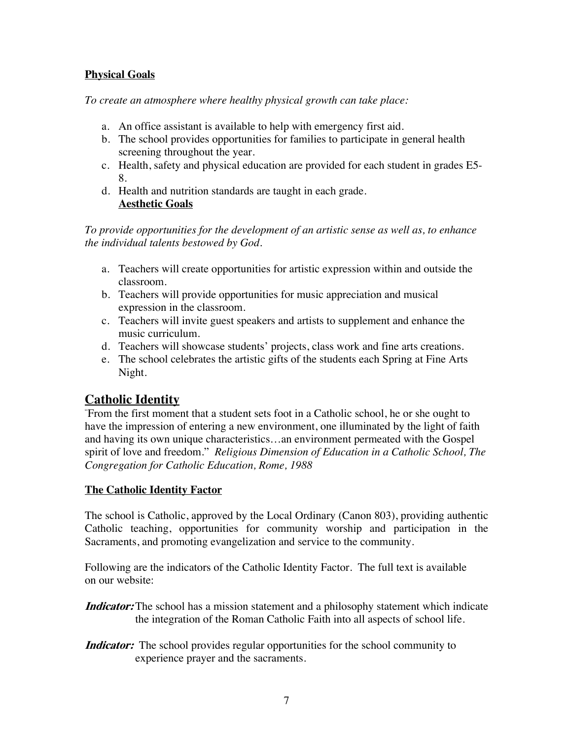**Physical Goals**

*To create an atmosphere where healthy physical growth can take place:*

a. An office assistant is available to help with emergency first aid.
b. The school provides opportunities for families to participate in general health screening throughout the year.
c. Health, safety and physical education are provided for each student in grades E5-8.
d. Health and nutrition standards are taught in each grade.

**Aesthetic Goals**

*To provide opportunities for the development of an artistic sense as well as, to enhance the individual talents bestowed by God.*

a. Teachers will create opportunities for artistic expression within and outside the classroom.
b. Teachers will provide opportunities for music appreciation and musical expression in the classroom.
c. Teachers will invite guest speakers and artists to supplement and enhance the music curriculum.
d. Teachers will showcase students' projects, class work and fine arts creations.
e. The school celebrates the artistic gifts of the students each Spring at Fine Arts Night.

## Catholic Identity

"From the first moment that a student sets foot in a Catholic school, he or she ought to have the impression of entering a new environment, one illuminated by the light of faith and having its own unique characteristics…an environment permeated with the Gospel spirit of love and freedom." *Religious Dimension of Education in a Catholic School, The Congregation for Catholic Education, Rome, 1988*

**The Catholic Identity Factor**

The school is Catholic, approved by the Local Ordinary (Canon 803), providing authentic Catholic teaching, opportunities for community worship and participation in the Sacraments, and promoting evangelization and service to the community.

Following are the indicators of the Catholic Identity Factor. The full text is available on our website:

***Indicator:*** The school has a mission statement and a philosophy statement which indicate the integration of the Roman Catholic Faith into all aspects of school life.

***Indicator:*** The school provides regular opportunities for the school community to experience prayer and the sacraments.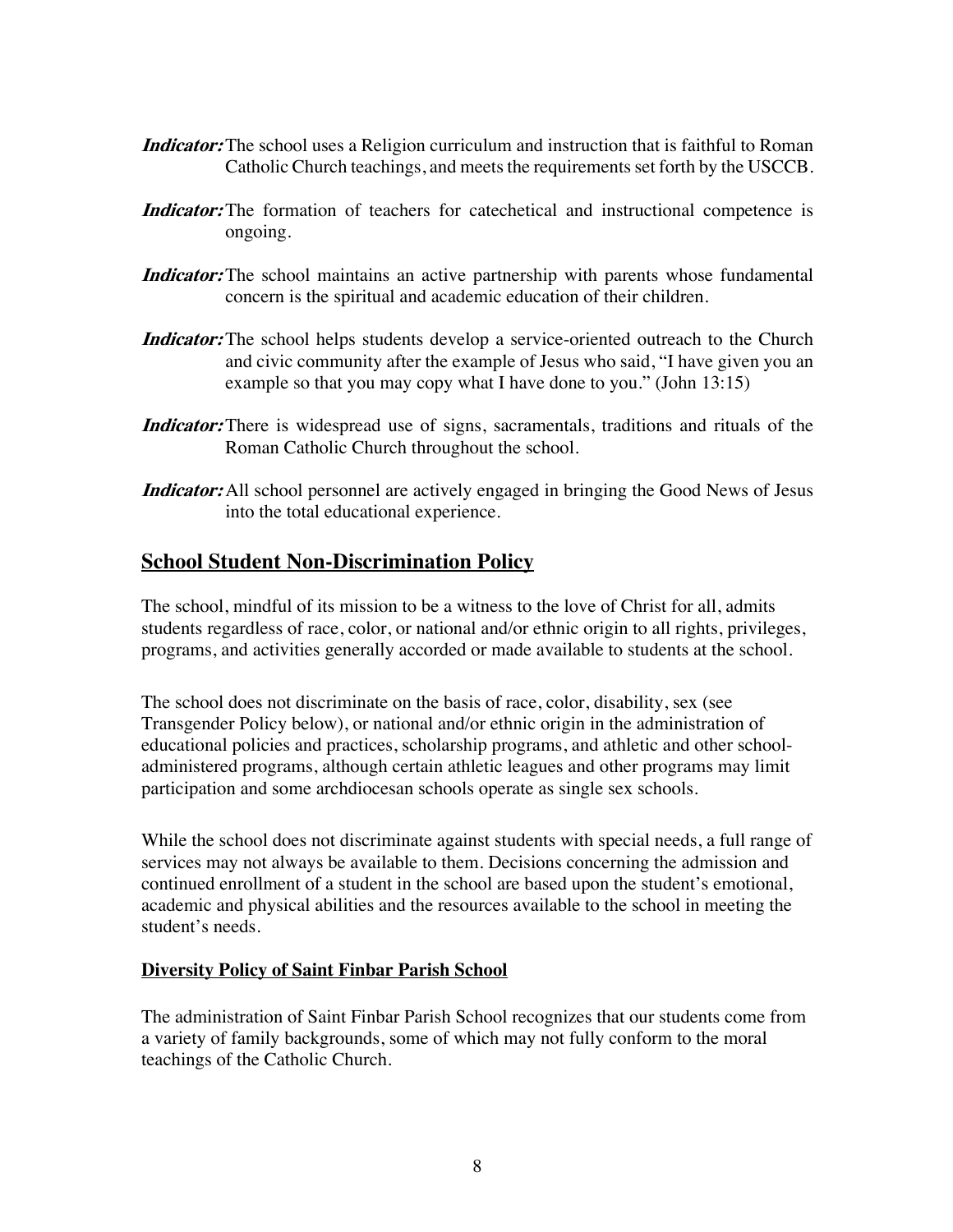***Indicator:*** The school uses a Religion curriculum and instruction that is faithful to Roman Catholic Church teachings, and meets the requirements set forth by the USCCB.

***Indicator:*** The formation of teachers for catechetical and instructional competence is ongoing.

***Indicator:*** The school maintains an active partnership with parents whose fundamental concern is the spiritual and academic education of their children.

***Indicator:*** The school helps students develop a service-oriented outreach to the Church and civic community after the example of Jesus who said, "I have given you an example so that you may copy what I have done to you." (John 13:15)

***Indicator:*** There is widespread use of signs, sacramentals, traditions and rituals of the Roman Catholic Church throughout the school.

***Indicator:*** All school personnel are actively engaged in bringing the Good News of Jesus into the total educational experience.

## School Student Non-Discrimination Policy

The school, mindful of its mission to be a witness to the love of Christ for all, admits students regardless of race, color, or national and/or ethnic origin to all rights, privileges, programs, and activities generally accorded or made available to students at the school.

The school does not discriminate on the basis of race, color, disability, sex (see Transgender Policy below), or national and/or ethnic origin in the administration of educational policies and practices, scholarship programs, and athletic and other school-administered programs, although certain athletic leagues and other programs may limit participation and some archdiocesan schools operate as single sex schools.

While the school does not discriminate against students with special needs, a full range of services may not always be available to them. Decisions concerning the admission and continued enrollment of a student in the school are based upon the student's emotional, academic and physical abilities and the resources available to the school in meeting the student's needs.

### Diversity Policy of Saint Finbar Parish School

The administration of Saint Finbar Parish School recognizes that our students come from a variety of family backgrounds, some of which may not fully conform to the moral teachings of the Catholic Church.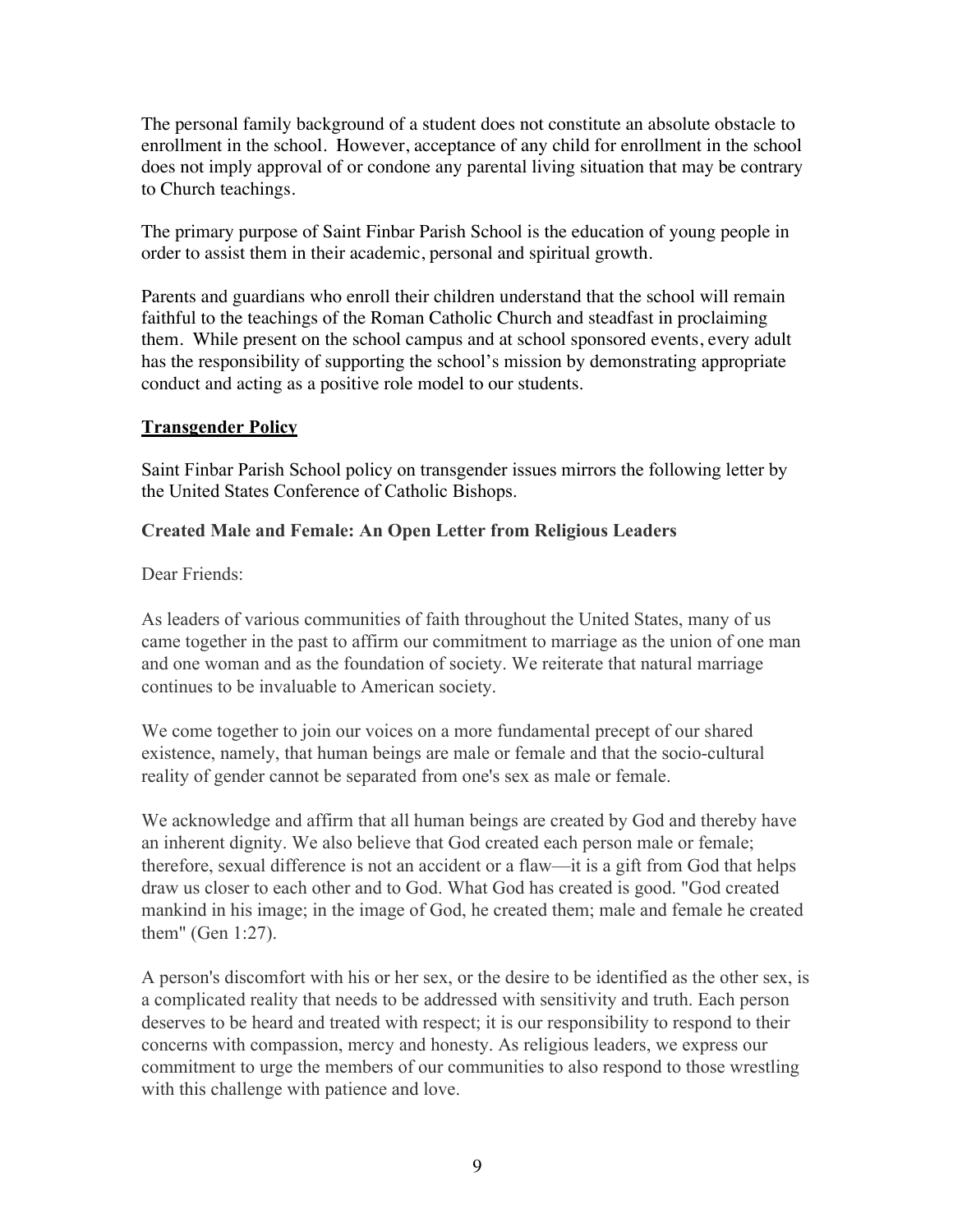The personal family background of a student does not constitute an absolute obstacle to enrollment in the school. However, acceptance of any child for enrollment in the school does not imply approval of or condone any parental living situation that may be contrary to Church teachings.

The primary purpose of Saint Finbar Parish School is the education of young people in order to assist them in their academic, personal and spiritual growth.

Parents and guardians who enroll their children understand that the school will remain faithful to the teachings of the Roman Catholic Church and steadfast in proclaiming them. While present on the school campus and at school sponsored events, every adult has the responsibility of supporting the school's mission by demonstrating appropriate conduct and acting as a positive role model to our students.

## Transgender Policy

Saint Finbar Parish School policy on transgender issues mirrors the following letter by the United States Conference of Catholic Bishops.

### Created Male and Female: An Open Letter from Religious Leaders

Dear Friends:

As leaders of various communities of faith throughout the United States, many of us came together in the past to affirm our commitment to marriage as the union of one man and one woman and as the foundation of society. We reiterate that natural marriage continues to be invaluable to American society.

We come together to join our voices on a more fundamental precept of our shared existence, namely, that human beings are male or female and that the socio-cultural reality of gender cannot be separated from one's sex as male or female.

We acknowledge and affirm that all human beings are created by God and thereby have an inherent dignity. We also believe that God created each person male or female; therefore, sexual difference is not an accident or a flaw—it is a gift from God that helps draw us closer to each other and to God. What God has created is good. "God created mankind in his image; in the image of God, he created them; male and female he created them" (Gen 1:27).

A person's discomfort with his or her sex, or the desire to be identified as the other sex, is a complicated reality that needs to be addressed with sensitivity and truth. Each person deserves to be heard and treated with respect; it is our responsibility to respond to their concerns with compassion, mercy and honesty. As religious leaders, we express our commitment to urge the members of our communities to also respond to those wrestling with this challenge with patience and love.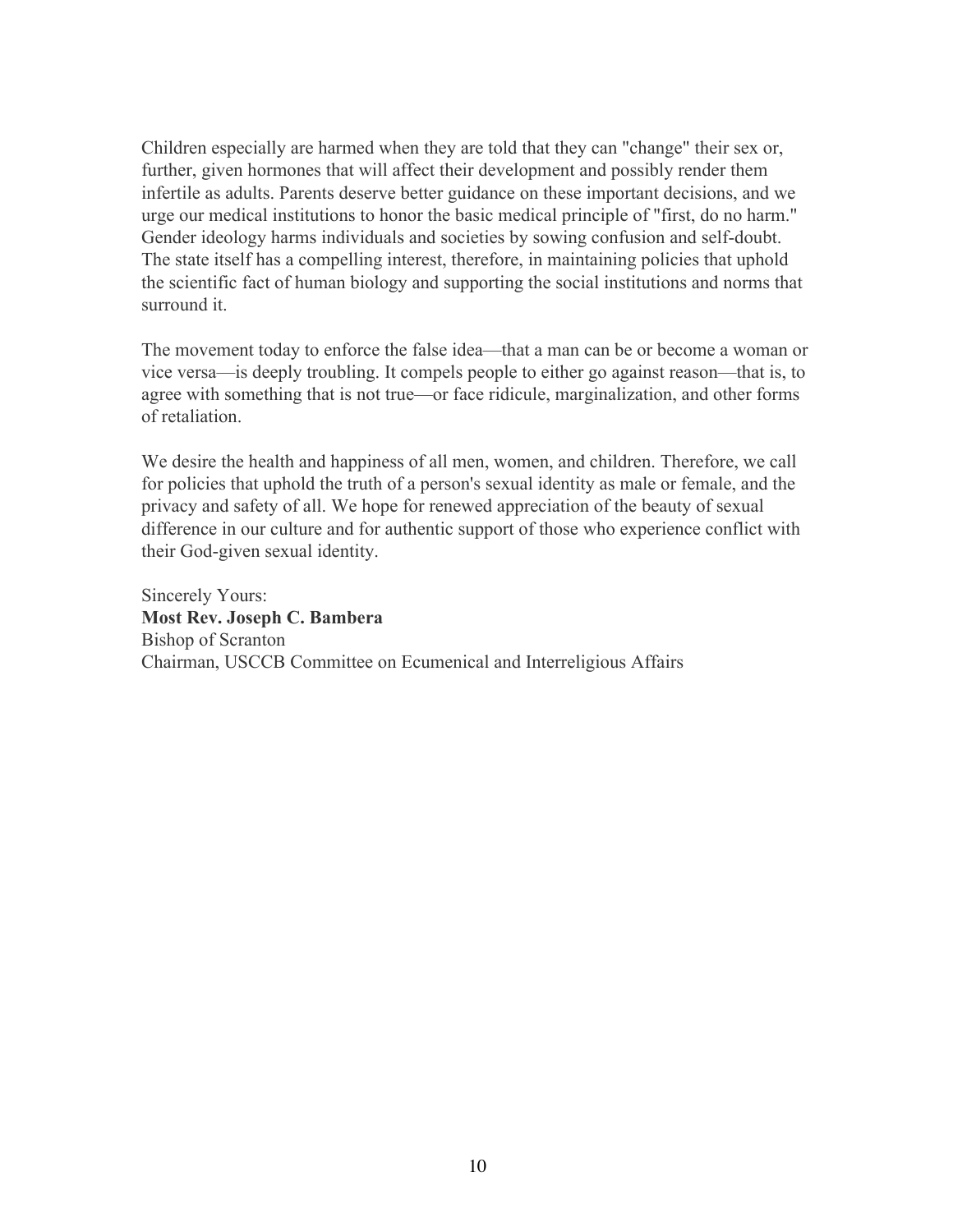Children especially are harmed when they are told that they can "change" their sex or, further, given hormones that will affect their development and possibly render them infertile as adults. Parents deserve better guidance on these important decisions, and we urge our medical institutions to honor the basic medical principle of "first, do no harm." Gender ideology harms individuals and societies by sowing confusion and self-doubt. The state itself has a compelling interest, therefore, in maintaining policies that uphold the scientific fact of human biology and supporting the social institutions and norms that surround it.

The movement today to enforce the false idea—that a man can be or become a woman or vice versa—is deeply troubling. It compels people to either go against reason—that is, to agree with something that is not true—or face ridicule, marginalization, and other forms of retaliation.

We desire the health and happiness of all men, women, and children. Therefore, we call for policies that uphold the truth of a person's sexual identity as male or female, and the privacy and safety of all. We hope for renewed appreciation of the beauty of sexual difference in our culture and for authentic support of those who experience conflict with their God-given sexual identity.

Sincerely Yours:
**Most Rev. Joseph C. Bambera**
Bishop of Scranton
Chairman, USCCB Committee on Ecumenical and Interreligious Affairs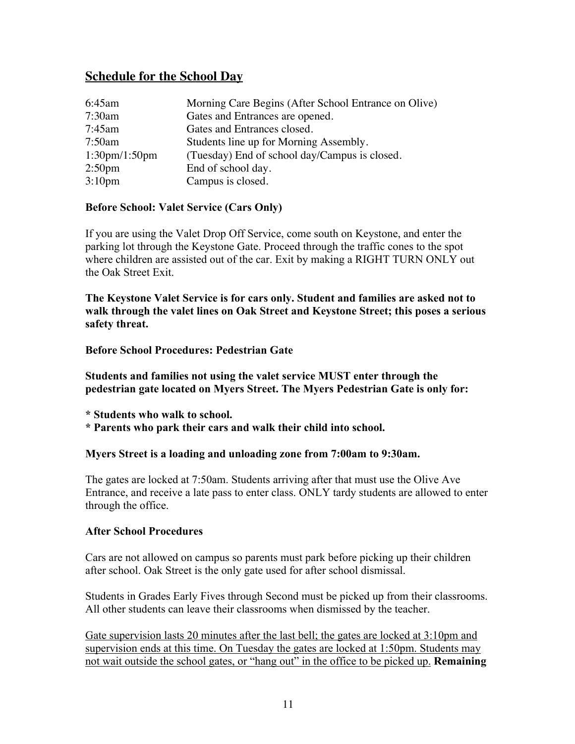## Schedule for the School Day

| | |
|---|---|
| 6:45am | Morning Care Begins (After School Entrance on Olive) |
| 7:30am | Gates and Entrances are opened. |
| 7:45am | Gates and Entrances closed. |
| 7:50am | Students line up for Morning Assembly. |
| 1:30pm/1:50pm | (Tuesday) End of school day/Campus is closed. |
| 2:50pm | End of school day. |
| 3:10pm | Campus is closed. |

**Before School: Valet Service (Cars Only)**

If you are using the Valet Drop Off Service, come south on Keystone, and enter the parking lot through the Keystone Gate. Proceed through the traffic cones to the spot where children are assisted out of the car. Exit by making a RIGHT TURN ONLY out the Oak Street Exit.

**The Keystone Valet Service is for cars only. Student and families are asked not to walk through the valet lines on Oak Street and Keystone Street; this poses a serious safety threat.**

**Before School Procedures: Pedestrian Gate**

**Students and families not using the valet service MUST enter through the pedestrian gate located on Myers Street. The Myers Pedestrian Gate is only for:**

**\* Students who walk to school.**
**\* Parents who park their cars and walk their child into school.**

**Myers Street is a loading and unloading zone from 7:00am to 9:30am.**

The gates are locked at 7:50am. Students arriving after that must use the Olive Ave Entrance, and receive a late pass to enter class. ONLY tardy students are allowed to enter through the office.

**After School Procedures**

Cars are not allowed on campus so parents must park before picking up their children after school. Oak Street is the only gate used for after school dismissal.

Students in Grades Early Fives through Second must be picked up from their classrooms. All other students can leave their classrooms when dismissed by the teacher.

<u>Gate supervision lasts 20 minutes after the last bell; the gates are locked at 3:10pm and supervision ends at this time. On Tuesday the gates are locked at 1:50pm. Students may not wait outside the school gates, or "hang out" in the office to be picked up.</u> **Remaining**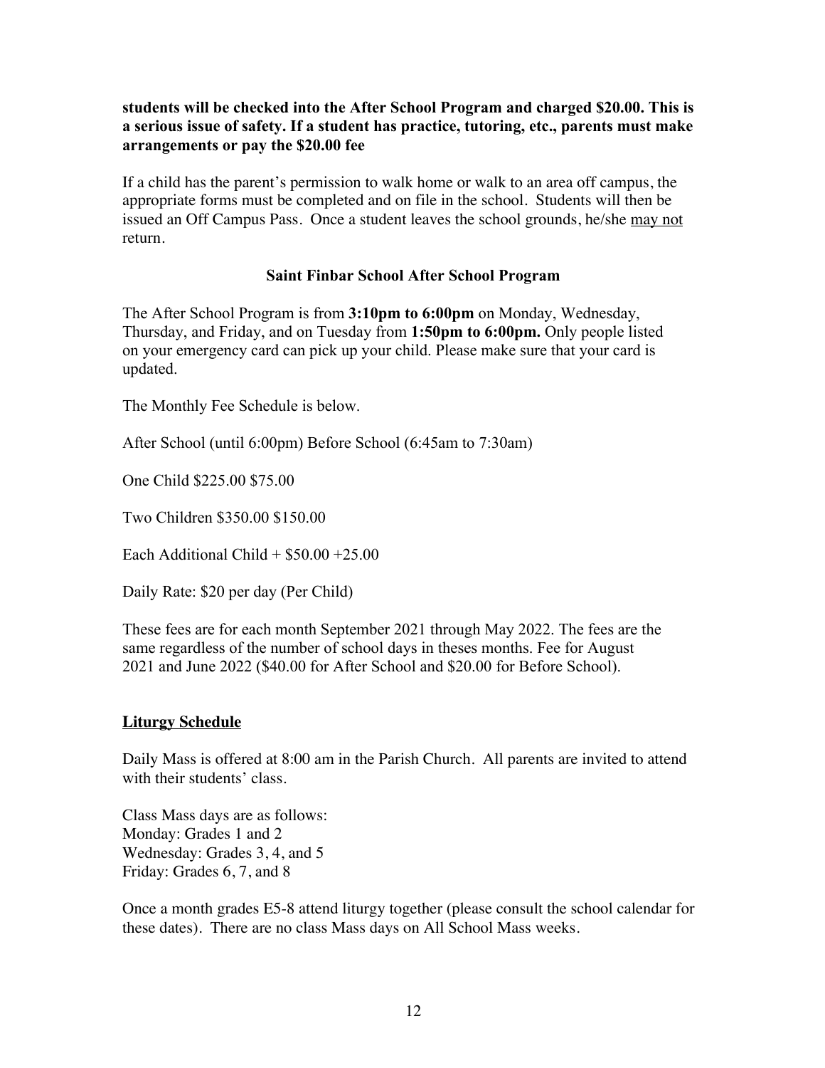**students will be checked into the After School Program and charged $20.00. This is a serious issue of safety. If a student has practice, tutoring, etc., parents must make arrangements or pay the $20.00 fee**

If a child has the parent's permission to walk home or walk to an area off campus, the appropriate forms must be completed and on file in the school. Students will then be issued an Off Campus Pass. Once a student leaves the school grounds, he/she <u>may not</u> return.

**Saint Finbar School After School Program**

The After School Program is from **3:10pm to 6:00pm** on Monday, Wednesday, Thursday, and Friday, and on Tuesday from **1:50pm to 6:00pm.** Only people listed on your emergency card can pick up your child. Please make sure that your card is updated.

The Monthly Fee Schedule is below.

After School (until 6:00pm) Before School (6:45am to 7:30am)

One Child $225.00 $75.00

Two Children $350.00 $150.00

Each Additional Child + $50.00 +25.00

Daily Rate: $20 per day (Per Child)

These fees are for each month September 2021 through May 2022. The fees are the same regardless of the number of school days in theses months. Fee for August 2021 and June 2022 ($40.00 for After School and $20.00 for Before School).

## <u>Liturgy Schedule</u>

Daily Mass is offered at 8:00 am in the Parish Church. All parents are invited to attend with their students' class.

Class Mass days are as follows:
Monday: Grades 1 and 2
Wednesday: Grades 3, 4, and 5
Friday: Grades 6, 7, and 8

Once a month grades E5-8 attend liturgy together (please consult the school calendar for these dates). There are no class Mass days on All School Mass weeks.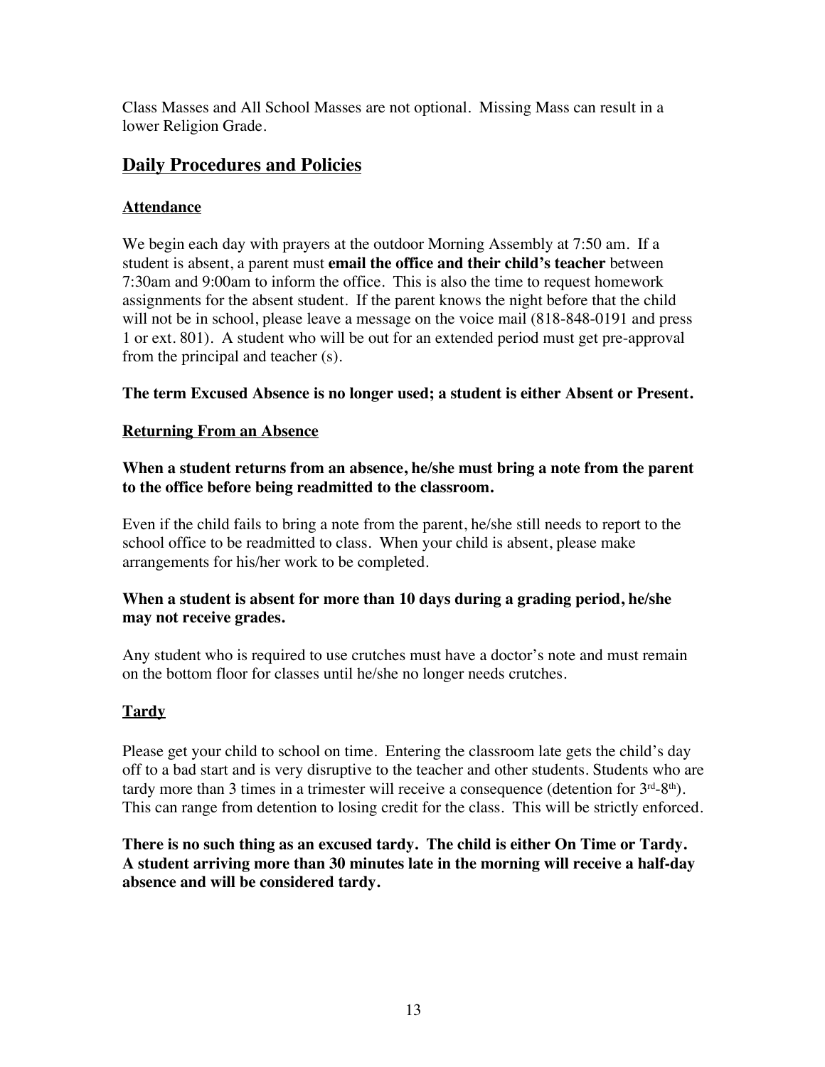Class Masses and All School Masses are not optional. Missing Mass can result in a lower Religion Grade.

## Daily Procedures and Policies

### Attendance

We begin each day with prayers at the outdoor Morning Assembly at 7:50 am. If a student is absent, a parent must **email the office and their child's teacher** between 7:30am and 9:00am to inform the office. This is also the time to request homework assignments for the absent student. If the parent knows the night before that the child will not be in school, please leave a message on the voice mail (818-848-0191 and press 1 or ext. 801). A student who will be out for an extended period must get pre-approval from the principal and teacher (s).

**The term Excused Absence is no longer used; a student is either Absent or Present.**

### Returning From an Absence

**When a student returns from an absence, he/she must bring a note from the parent to the office before being readmitted to the classroom.**

Even if the child fails to bring a note from the parent, he/she still needs to report to the school office to be readmitted to class. When your child is absent, please make arrangements for his/her work to be completed.

**When a student is absent for more than 10 days during a grading period, he/she may not receive grades.**

Any student who is required to use crutches must have a doctor's note and must remain on the bottom floor for classes until he/she no longer needs crutches.

### Tardy

Please get your child to school on time. Entering the classroom late gets the child's day off to a bad start and is very disruptive to the teacher and other students. Students who are tardy more than 3 times in a trimester will receive a consequence (detention for 3rd-8th). This can range from detention to losing credit for the class. This will be strictly enforced.

**There is no such thing as an excused tardy. The child is either On Time or Tardy. A student arriving more than 30 minutes late in the morning will receive a half-day absence and will be considered tardy.**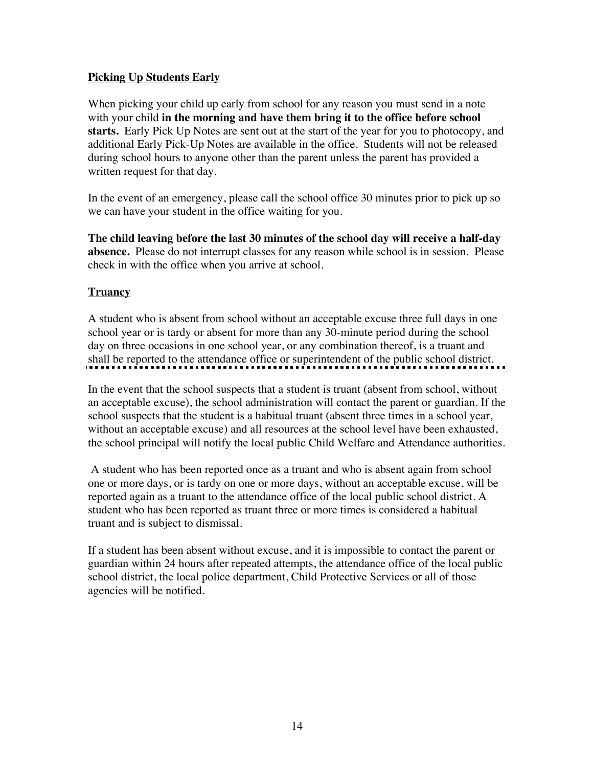## Picking Up Students Early

When picking your child up early from school for any reason you must send in a note with your child **in the morning and have them bring it to the office before school starts.** Early Pick Up Notes are sent out at the start of the year for you to photocopy, and additional Early Pick-Up Notes are available in the office. Students will not be released during school hours to anyone other than the parent unless the parent has provided a written request for that day.

In the event of an emergency, please call the school office 30 minutes prior to pick up so we can have your student in the office waiting for you.

**The child leaving before the last 30 minutes of the school day will receive a half-day absence.** Please do not interrupt classes for any reason while school is in session. Please check in with the office when you arrive at school.

## Truancy

A student who is absent from school without an acceptable excuse three full days in one school year or is tardy or absent for more than any 30-minute period during the school day on three occasions in one school year, or any combination thereof, is a truant and shall be reported to the attendance office or superintendent of the public school district.

In the event that the school suspects that a student is truant (absent from school, without an acceptable excuse), the school administration will contact the parent or guardian. If the school suspects that the student is a habitual truant (absent three times in a school year, without an acceptable excuse) and all resources at the school level have been exhausted, the school principal will notify the local public Child Welfare and Attendance authorities.

A student who has been reported once as a truant and who is absent again from school one or more days, or is tardy on one or more days, without an acceptable excuse, will be reported again as a truant to the attendance office of the local public school district. A student who has been reported as truant three or more times is considered a habitual truant and is subject to dismissal.

If a student has been absent without excuse, and it is impossible to contact the parent or guardian within 24 hours after repeated attempts, the attendance office of the local public school district, the local police department, Child Protective Services or all of those agencies will be notified.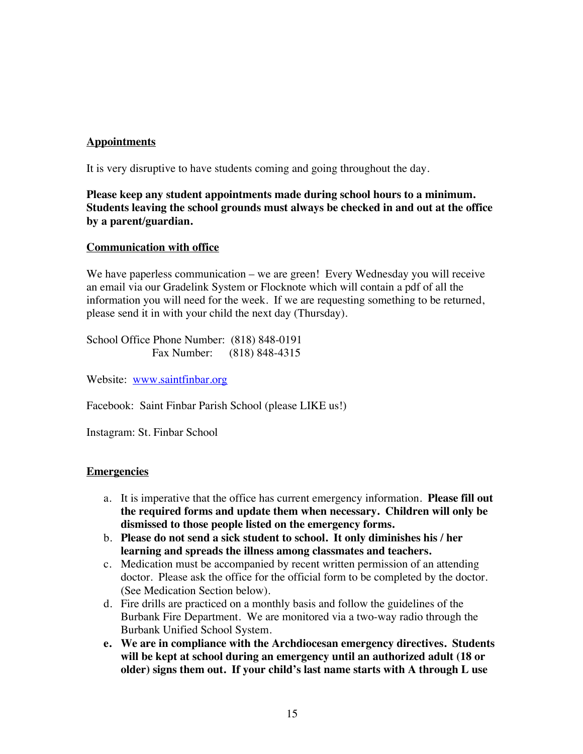## Appointments

It is very disruptive to have students coming and going throughout the day.

**Please keep any student appointments made during school hours to a minimum. Students leaving the school grounds must always be checked in and out at the office by a parent/guardian.**

## Communication with office

We have paperless communication – we are green! Every Wednesday you will receive an email via our Gradelink System or Flocknote which will contain a pdf of all the information you will need for the week. If we are requesting something to be returned, please send it in with your child the next day (Thursday).

School Office Phone Number: (818) 848-0191
Fax Number: (818) 848-4315

Website: [www.saintfinbar.org](http://www.saintfinbar.org)

Facebook: Saint Finbar Parish School (please LIKE us!)

Instagram: St. Finbar School

## Emergencies

a. It is imperative that the office has current emergency information. **Please fill out the required forms and update them when necessary. Children will only be dismissed to those people listed on the emergency forms.**
b. **Please do not send a sick student to school. It only diminishes his / her learning and spreads the illness among classmates and teachers.**
c. Medication must be accompanied by recent written permission of an attending doctor. Please ask the office for the official form to be completed by the doctor. (See Medication Section below).
d. Fire drills are practiced on a monthly basis and follow the guidelines of the Burbank Fire Department. We are monitored via a two-way radio through the Burbank Unified School System.
e. **We are in compliance with the Archdiocesan emergency directives. Students will be kept at school during an emergency until an authorized adult (18 or older) signs them out. If your child's last name starts with A through L use**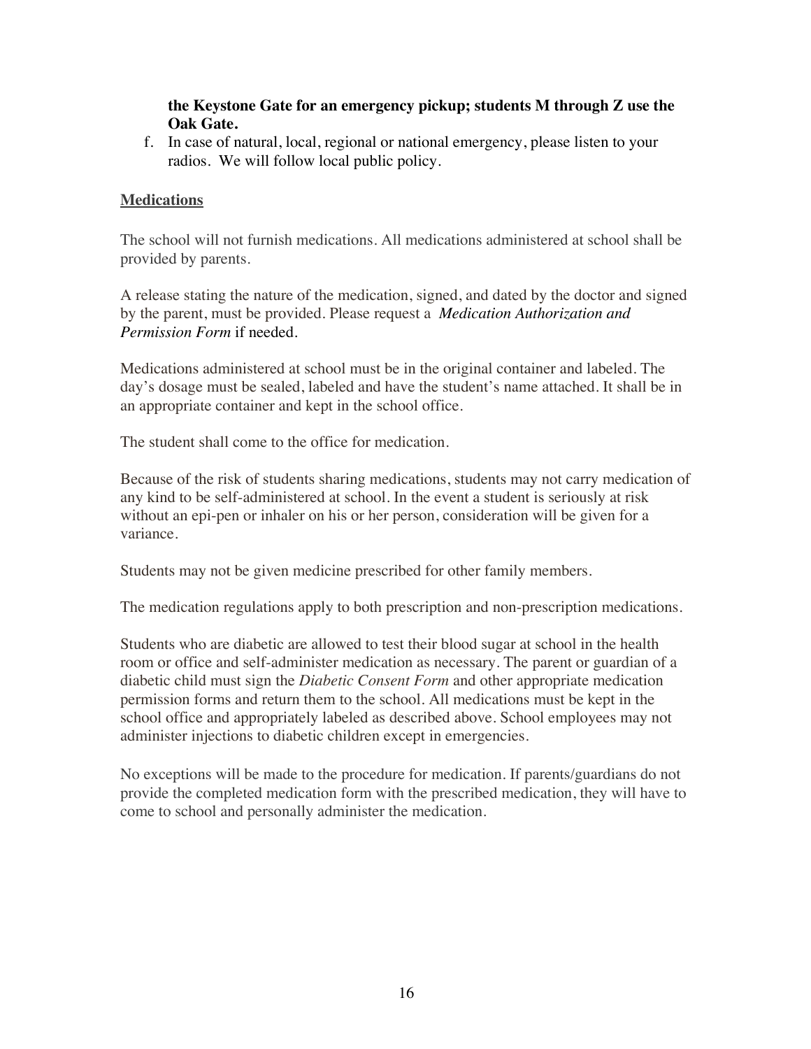**the Keystone Gate for an emergency pickup; students M through Z use the Oak Gate.**

f. In case of natural, local, regional or national emergency, please listen to your radios. We will follow local public policy.

## Medications

The school will not furnish medications. All medications administered at school shall be provided by parents.

A release stating the nature of the medication, signed, and dated by the doctor and signed by the parent, must be provided. Please request a *Medication Authorization and Permission Form* if needed.

Medications administered at school must be in the original container and labeled. The day's dosage must be sealed, labeled and have the student's name attached. It shall be in an appropriate container and kept in the school office.

The student shall come to the office for medication.

Because of the risk of students sharing medications, students may not carry medication of any kind to be self-administered at school. In the event a student is seriously at risk without an epi-pen or inhaler on his or her person, consideration will be given for a variance.

Students may not be given medicine prescribed for other family members.

The medication regulations apply to both prescription and non-prescription medications.

Students who are diabetic are allowed to test their blood sugar at school in the health room or office and self-administer medication as necessary. The parent or guardian of a diabetic child must sign the *Diabetic Consent Form* and other appropriate medication permission forms and return them to the school. All medications must be kept in the school office and appropriately labeled as described above. School employees may not administer injections to diabetic children except in emergencies.

No exceptions will be made to the procedure for medication. If parents/guardians do not provide the completed medication form with the prescribed medication, they will have to come to school and personally administer the medication.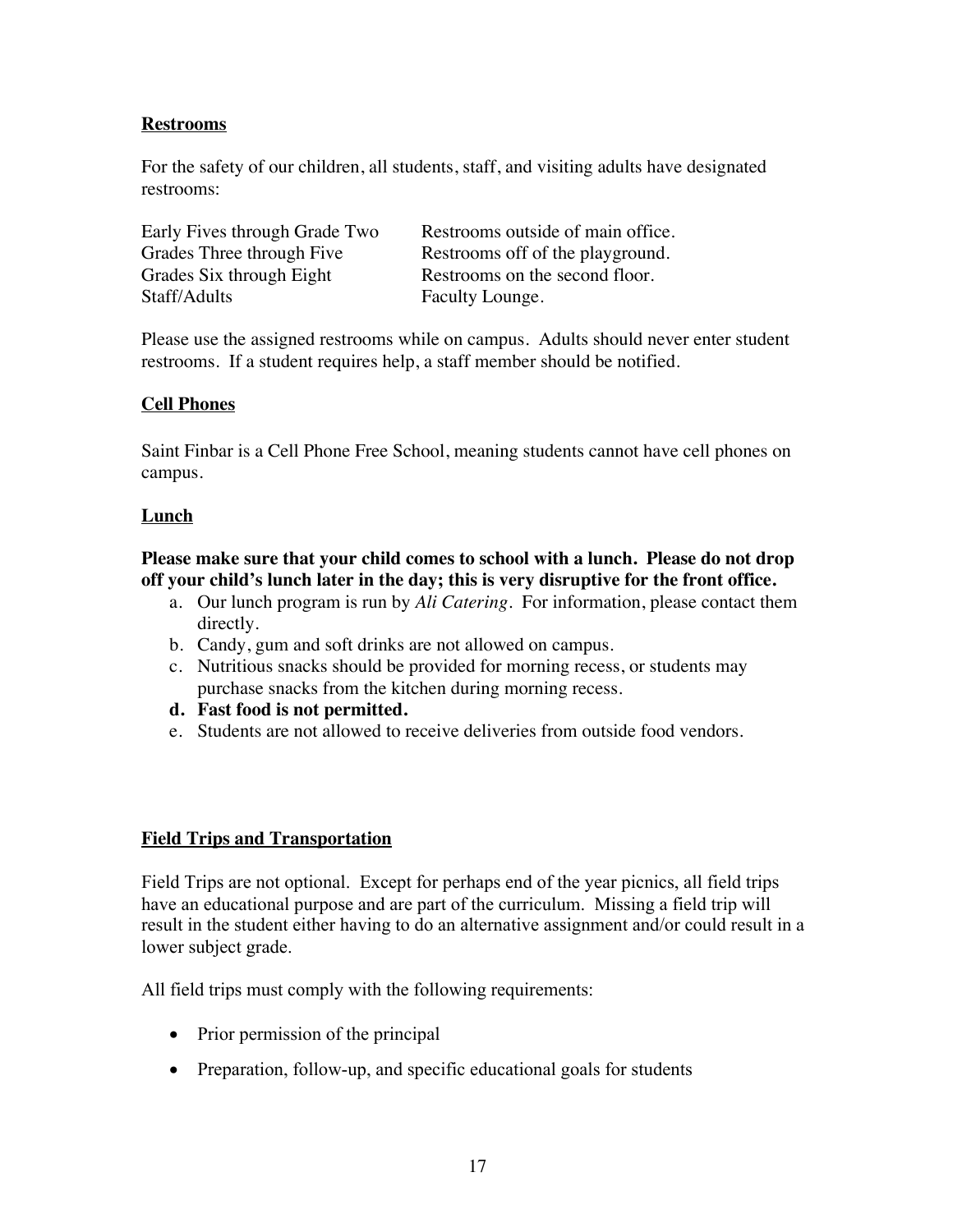## **Restrooms**

For the safety of our children, all students, staff, and visiting adults have designated restrooms:

| | |
|---|---|
| Early Fives through Grade Two | Restrooms outside of main office. |
| Grades Three through Five | Restrooms off of the playground. |
| Grades Six through Eight | Restrooms on the second floor. |
| Staff/Adults | Faculty Lounge. |

Please use the assigned restrooms while on campus. Adults should never enter student restrooms. If a student requires help, a staff member should be notified.

## **Cell Phones**

Saint Finbar is a Cell Phone Free School, meaning students cannot have cell phones on campus.

## **Lunch**

**Please make sure that your child comes to school with a lunch. Please do not drop off your child's lunch later in the day; this is very disruptive for the front office.**

a. Our lunch program is run by *Ali Catering*. For information, please contact them directly.
b. Candy, gum and soft drinks are not allowed on campus.
c. Nutritious snacks should be provided for morning recess, or students may purchase snacks from the kitchen during morning recess.
d. **Fast food is not permitted.**
e. Students are not allowed to receive deliveries from outside food vendors.

## **Field Trips and Transportation**

Field Trips are not optional. Except for perhaps end of the year picnics, all field trips have an educational purpose and are part of the curriculum. Missing a field trip will result in the student either having to do an alternative assignment and/or could result in a lower subject grade.

All field trips must comply with the following requirements:

- Prior permission of the principal
- Preparation, follow-up, and specific educational goals for students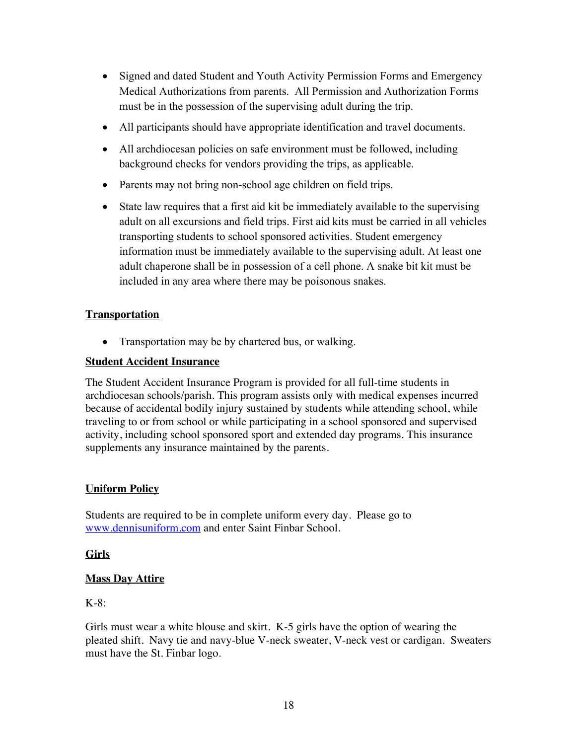- Signed and dated Student and Youth Activity Permission Forms and Emergency Medical Authorizations from parents. All Permission and Authorization Forms must be in the possession of the supervising adult during the trip.
- All participants should have appropriate identification and travel documents.
- All archdiocesan policies on safe environment must be followed, including background checks for vendors providing the trips, as applicable.
- Parents may not bring non-school age children on field trips.
- State law requires that a first aid kit be immediately available to the supervising adult on all excursions and field trips. First aid kits must be carried in all vehicles transporting students to school sponsored activities. Student emergency information must be immediately available to the supervising adult. At least one adult chaperone shall be in possession of a cell phone. A snake bit kit must be included in any area where there may be poisonous snakes.

**Transportation**

- Transportation may be by chartered bus, or walking.

**Student Accident Insurance**

The Student Accident Insurance Program is provided for all full-time students in archdiocesan schools/parish. This program assists only with medical expenses incurred because of accidental bodily injury sustained by students while attending school, while traveling to or from school or while participating in a school sponsored and supervised activity, including school sponsored sport and extended day programs. This insurance supplements any insurance maintained by the parents.

**Uniform Policy**

Students are required to be in complete uniform every day. Please go to www.dennisuniform.com and enter Saint Finbar School.

**Girls**

**Mass Day Attire**

K-8:

Girls must wear a white blouse and skirt. K-5 girls have the option of wearing the pleated shift. Navy tie and navy-blue V-neck sweater, V-neck vest or cardigan. Sweaters must have the St. Finbar logo.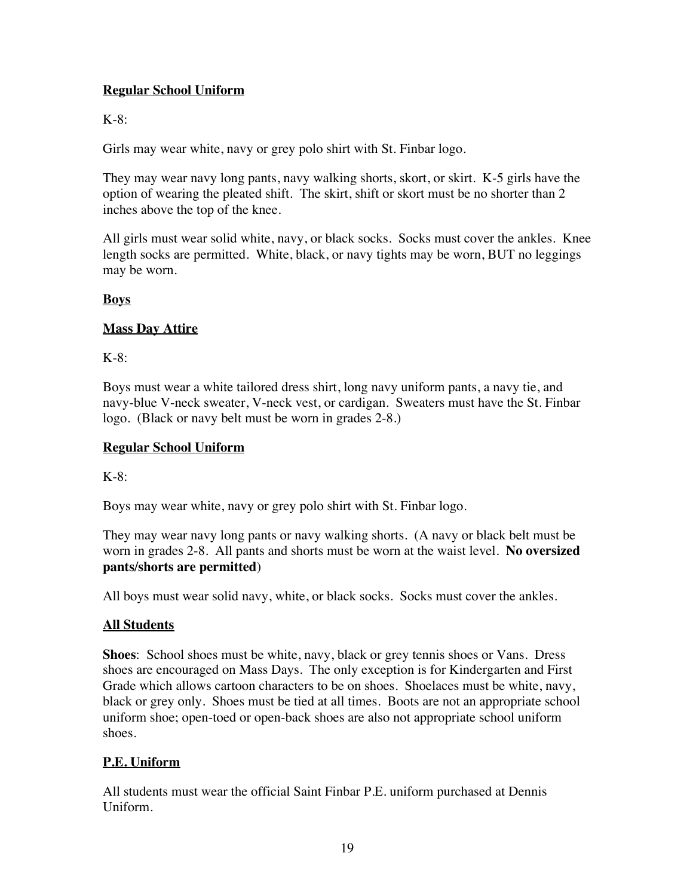## Regular School Uniform

K-8:

Girls may wear white, navy or grey polo shirt with St. Finbar logo.

They may wear navy long pants, navy walking shorts, skort, or skirt. K-5 girls have the option of wearing the pleated shift. The skirt, shift or skort must be no shorter than 2 inches above the top of the knee.

All girls must wear solid white, navy, or black socks. Socks must cover the ankles. Knee length socks are permitted. White, black, or navy tights may be worn, BUT no leggings may be worn.

## Boys

## Mass Day Attire

K-8:

Boys must wear a white tailored dress shirt, long navy uniform pants, a navy tie, and navy-blue V-neck sweater, V-neck vest, or cardigan. Sweaters must have the St. Finbar logo. (Black or navy belt must be worn in grades 2-8.)

## Regular School Uniform

K-8:

Boys may wear white, navy or grey polo shirt with St. Finbar logo.

They may wear navy long pants or navy walking shorts. (A navy or black belt must be worn in grades 2-8. All pants and shorts must be worn at the waist level. **No oversized pants/shorts are permitted**)

All boys must wear solid navy, white, or black socks. Socks must cover the ankles.

## All Students

**Shoes**: School shoes must be white, navy, black or grey tennis shoes or Vans. Dress shoes are encouraged on Mass Days. The only exception is for Kindergarten and First Grade which allows cartoon characters to be on shoes. Shoelaces must be white, navy, black or grey only. Shoes must be tied at all times. Boots are not an appropriate school uniform shoe; open-toed or open-back shoes are also not appropriate school uniform shoes.

## P.E. Uniform

All students must wear the official Saint Finbar P.E. uniform purchased at Dennis Uniform.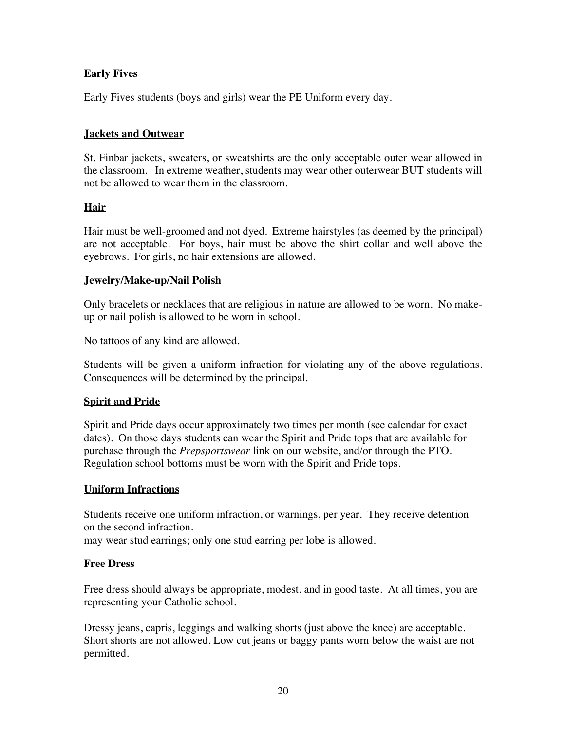**Early Fives**

Early Fives students (boys and girls) wear the PE Uniform every day.

**Jackets and Outwear**

St. Finbar jackets, sweaters, or sweatshirts are the only acceptable outer wear allowed in the classroom. In extreme weather, students may wear other outerwear BUT students will not be allowed to wear them in the classroom.

**Hair**

Hair must be well-groomed and not dyed. Extreme hairstyles (as deemed by the principal) are not acceptable. For boys, hair must be above the shirt collar and well above the eyebrows. For girls, no hair extensions are allowed.

**Jewelry/Make-up/Nail Polish**

Only bracelets or necklaces that are religious in nature are allowed to be worn. No make-up or nail polish is allowed to be worn in school.

No tattoos of any kind are allowed.

Students will be given a uniform infraction for violating any of the above regulations. Consequences will be determined by the principal.

**Spirit and Pride**

Spirit and Pride days occur approximately two times per month (see calendar for exact dates). On those days students can wear the Spirit and Pride tops that are available for purchase through the *Prepsportswear* link on our website, and/or through the PTO. Regulation school bottoms must be worn with the Spirit and Pride tops.

**Uniform Infractions**

Students receive one uniform infraction, or warnings, per year. They receive detention on the second infraction.
may wear stud earrings; only one stud earring per lobe is allowed.

**Free Dress**

Free dress should always be appropriate, modest, and in good taste. At all times, you are representing your Catholic school.

Dressy jeans, capris, leggings and walking shorts (just above the knee) are acceptable. Short shorts are not allowed. Low cut jeans or baggy pants worn below the waist are not permitted.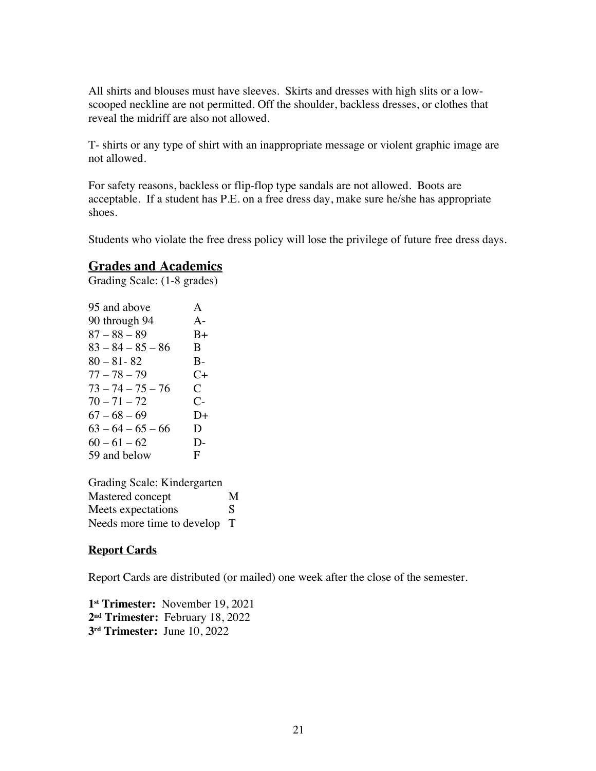All shirts and blouses must have sleeves. Skirts and dresses with high slits or a low-scooped neckline are not permitted. Off the shoulder, backless dresses, or clothes that reveal the midriff are also not allowed.

T- shirts or any type of shirt with an inappropriate message or violent graphic image are not allowed.

For safety reasons, backless or flip-flop type sandals are not allowed. Boots are acceptable. If a student has P.E. on a free dress day, make sure he/she has appropriate shoes.

Students who violate the free dress policy will lose the privilege of future free dress days.

## Grades and Academics

Grading Scale: (1-8 grades)

| | |
|---|---|
| 95 and above | A |
| 90 through 94 | A- |
| 87 – 88 – 89 | B+ |
| 83 – 84 – 85 – 86 | B |
| 80 – 81- 82 | B- |
| 77 – 78 – 79 | C+ |
| 73 – 74 – 75 – 76 | C |
| 70 – 71 – 72 | C- |
| 67 – 68 – 69 | D+ |
| 63 – 64 – 65 – 66 | D |
| 60 – 61 – 62 | D- |
| 59 and below | F |

Grading Scale: Kindergarten

| | |
|---|---|
| Mastered concept | M |
| Meets expectations | S |
| Needs more time to develop | T |

### Report Cards

Report Cards are distributed (or mailed) one week after the close of the semester.

**1st Trimester:** November 19, 2021
**2nd Trimester:** February 18, 2022
**3rd Trimester:** June 10, 2022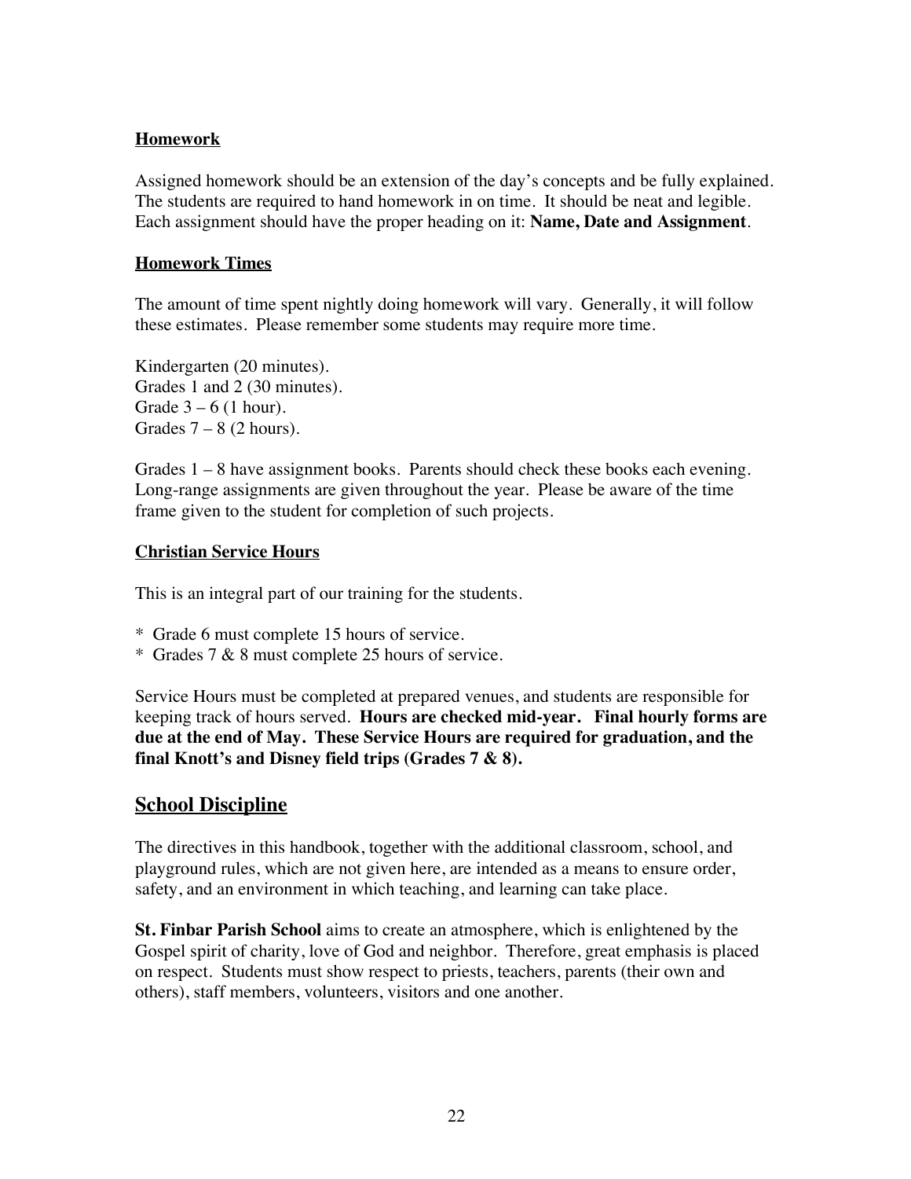**Homework**

Assigned homework should be an extension of the day's concepts and be fully explained. The students are required to hand homework in on time. It should be neat and legible. Each assignment should have the proper heading on it: **Name, Date and Assignment**.

**Homework Times**

The amount of time spent nightly doing homework will vary. Generally, it will follow these estimates. Please remember some students may require more time.

Kindergarten (20 minutes).
Grades 1 and 2 (30 minutes).
Grade 3 – 6 (1 hour).
Grades 7 – 8 (2 hours).

Grades 1 – 8 have assignment books. Parents should check these books each evening. Long-range assignments are given throughout the year. Please be aware of the time frame given to the student for completion of such projects.

**Christian Service Hours**

This is an integral part of our training for the students.

* Grade 6 must complete 15 hours of service.
* Grades 7 & 8 must complete 25 hours of service.

Service Hours must be completed at prepared venues, and students are responsible for keeping track of hours served. **Hours are checked mid-year. Final hourly forms are due at the end of May. These Service Hours are required for graduation, and the final Knott's and Disney field trips (Grades 7 & 8).**

## School Discipline

The directives in this handbook, together with the additional classroom, school, and playground rules, which are not given here, are intended as a means to ensure order, safety, and an environment in which teaching, and learning can take place.

**St. Finbar Parish School** aims to create an atmosphere, which is enlightened by the Gospel spirit of charity, love of God and neighbor. Therefore, great emphasis is placed on respect. Students must show respect to priests, teachers, parents (their own and others), staff members, volunteers, visitors and one another.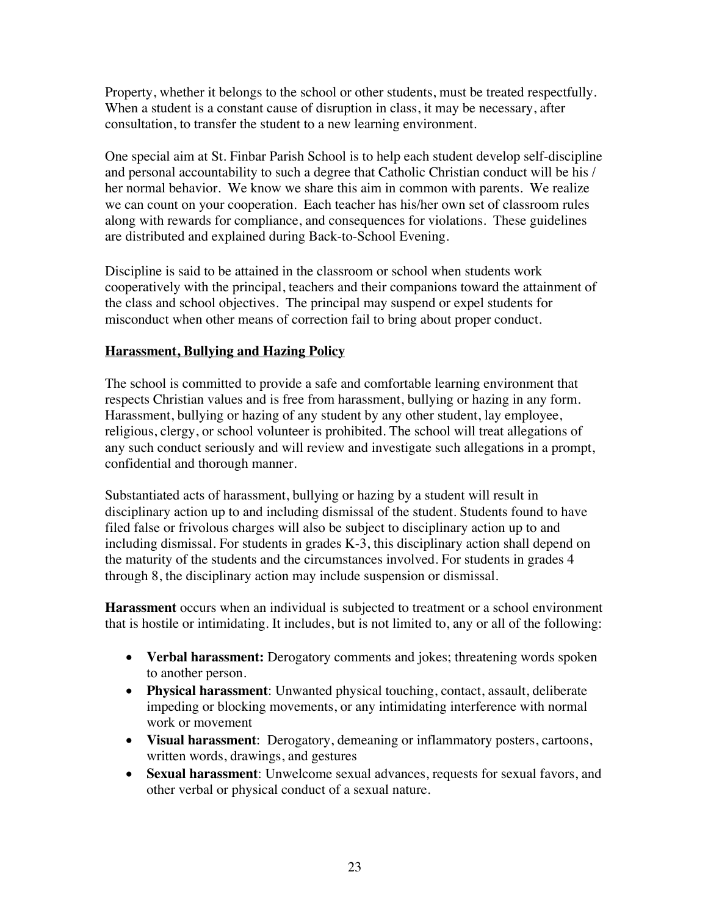Property, whether it belongs to the school or other students, must be treated respectfully. When a student is a constant cause of disruption in class, it may be necessary, after consultation, to transfer the student to a new learning environment.

One special aim at St. Finbar Parish School is to help each student develop self-discipline and personal accountability to such a degree that Catholic Christian conduct will be his / her normal behavior. We know we share this aim in common with parents. We realize we can count on your cooperation. Each teacher has his/her own set of classroom rules along with rewards for compliance, and consequences for violations. These guidelines are distributed and explained during Back-to-School Evening.

Discipline is said to be attained in the classroom or school when students work cooperatively with the principal, teachers and their companions toward the attainment of the class and school objectives. The principal may suspend or expel students for misconduct when other means of correction fail to bring about proper conduct.

## Harassment, Bullying and Hazing Policy

The school is committed to provide a safe and comfortable learning environment that respects Christian values and is free from harassment, bullying or hazing in any form. Harassment, bullying or hazing of any student by any other student, lay employee, religious, clergy, or school volunteer is prohibited. The school will treat allegations of any such conduct seriously and will review and investigate such allegations in a prompt, confidential and thorough manner.

Substantiated acts of harassment, bullying or hazing by a student will result in disciplinary action up to and including dismissal of the student. Students found to have filed false or frivolous charges will also be subject to disciplinary action up to and including dismissal. For students in grades K-3, this disciplinary action shall depend on the maturity of the students and the circumstances involved. For students in grades 4 through 8, the disciplinary action may include suspension or dismissal.

**Harassment** occurs when an individual is subjected to treatment or a school environment that is hostile or intimidating. It includes, but is not limited to, any or all of the following:

- **Verbal harassment:** Derogatory comments and jokes; threatening words spoken to another person.
- **Physical harassment**: Unwanted physical touching, contact, assault, deliberate impeding or blocking movements, or any intimidating interference with normal work or movement
- **Visual harassment**: Derogatory, demeaning or inflammatory posters, cartoons, written words, drawings, and gestures
- **Sexual harassment**: Unwelcome sexual advances, requests for sexual favors, and other verbal or physical conduct of a sexual nature.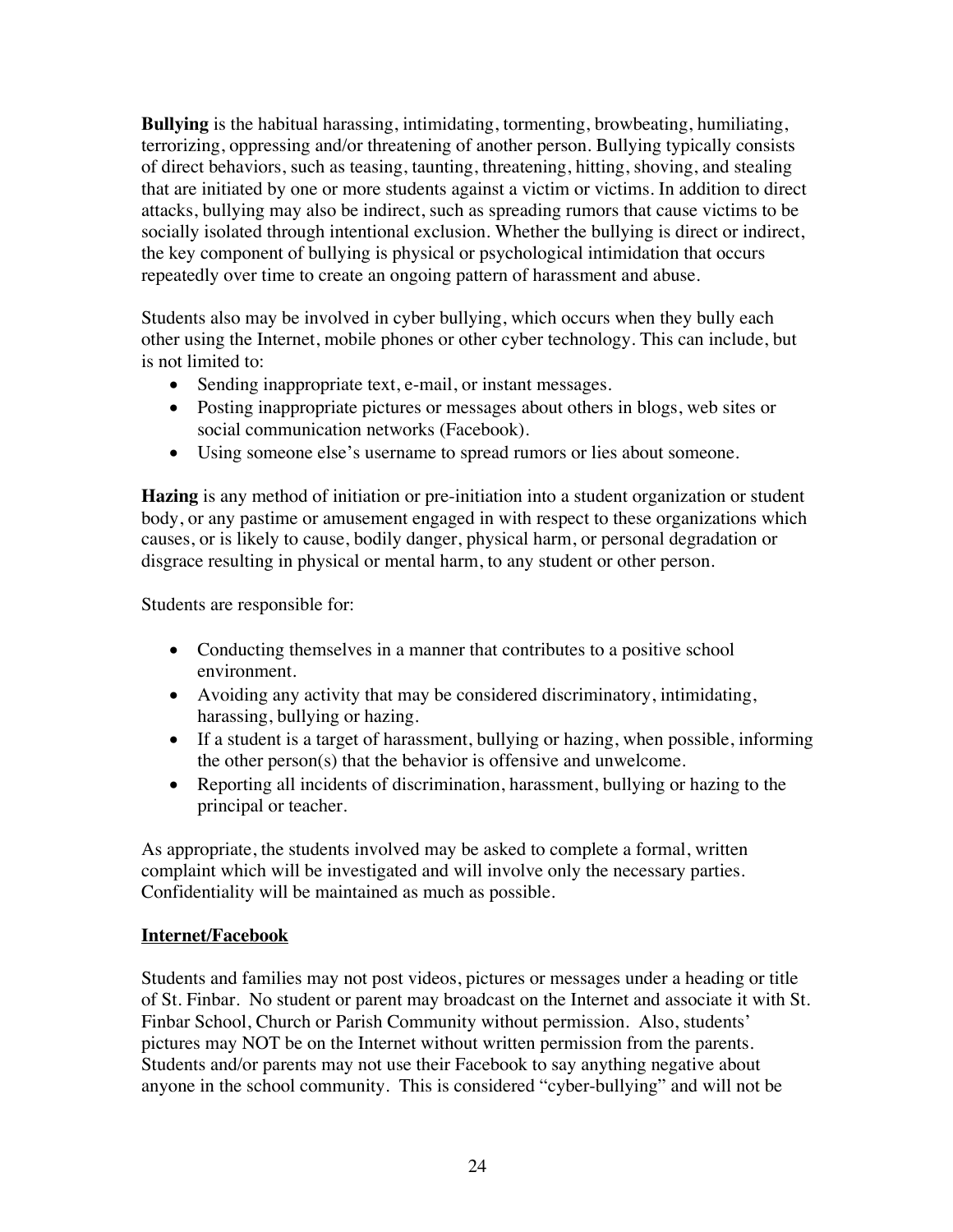**Bullying** is the habitual harassing, intimidating, tormenting, browbeating, humiliating, terrorizing, oppressing and/or threatening of another person. Bullying typically consists of direct behaviors, such as teasing, taunting, threatening, hitting, shoving, and stealing that are initiated by one or more students against a victim or victims. In addition to direct attacks, bullying may also be indirect, such as spreading rumors that cause victims to be socially isolated through intentional exclusion. Whether the bullying is direct or indirect, the key component of bullying is physical or psychological intimidation that occurs repeatedly over time to create an ongoing pattern of harassment and abuse.

Students also may be involved in cyber bullying, which occurs when they bully each other using the Internet, mobile phones or other cyber technology. This can include, but is not limited to:

- Sending inappropriate text, e-mail, or instant messages.
- Posting inappropriate pictures or messages about others in blogs, web sites or social communication networks (Facebook).
- Using someone else's username to spread rumors or lies about someone.

**Hazing** is any method of initiation or pre-initiation into a student organization or student body, or any pastime or amusement engaged in with respect to these organizations which causes, or is likely to cause, bodily danger, physical harm, or personal degradation or disgrace resulting in physical or mental harm, to any student or other person.

Students are responsible for:

- Conducting themselves in a manner that contributes to a positive school environment.
- Avoiding any activity that may be considered discriminatory, intimidating, harassing, bullying or hazing.
- If a student is a target of harassment, bullying or hazing, when possible, informing the other person(s) that the behavior is offensive and unwelcome.
- Reporting all incidents of discrimination, harassment, bullying or hazing to the principal or teacher.

As appropriate, the students involved may be asked to complete a formal, written complaint which will be investigated and will involve only the necessary parties. Confidentiality will be maintained as much as possible.

**<u>Internet/Facebook</u>**

Students and families may not post videos, pictures or messages under a heading or title of St. Finbar. No student or parent may broadcast on the Internet and associate it with St. Finbar School, Church or Parish Community without permission. Also, students' pictures may NOT be on the Internet without written permission from the parents. Students and/or parents may not use their Facebook to say anything negative about anyone in the school community. This is considered "cyber-bullying" and will not be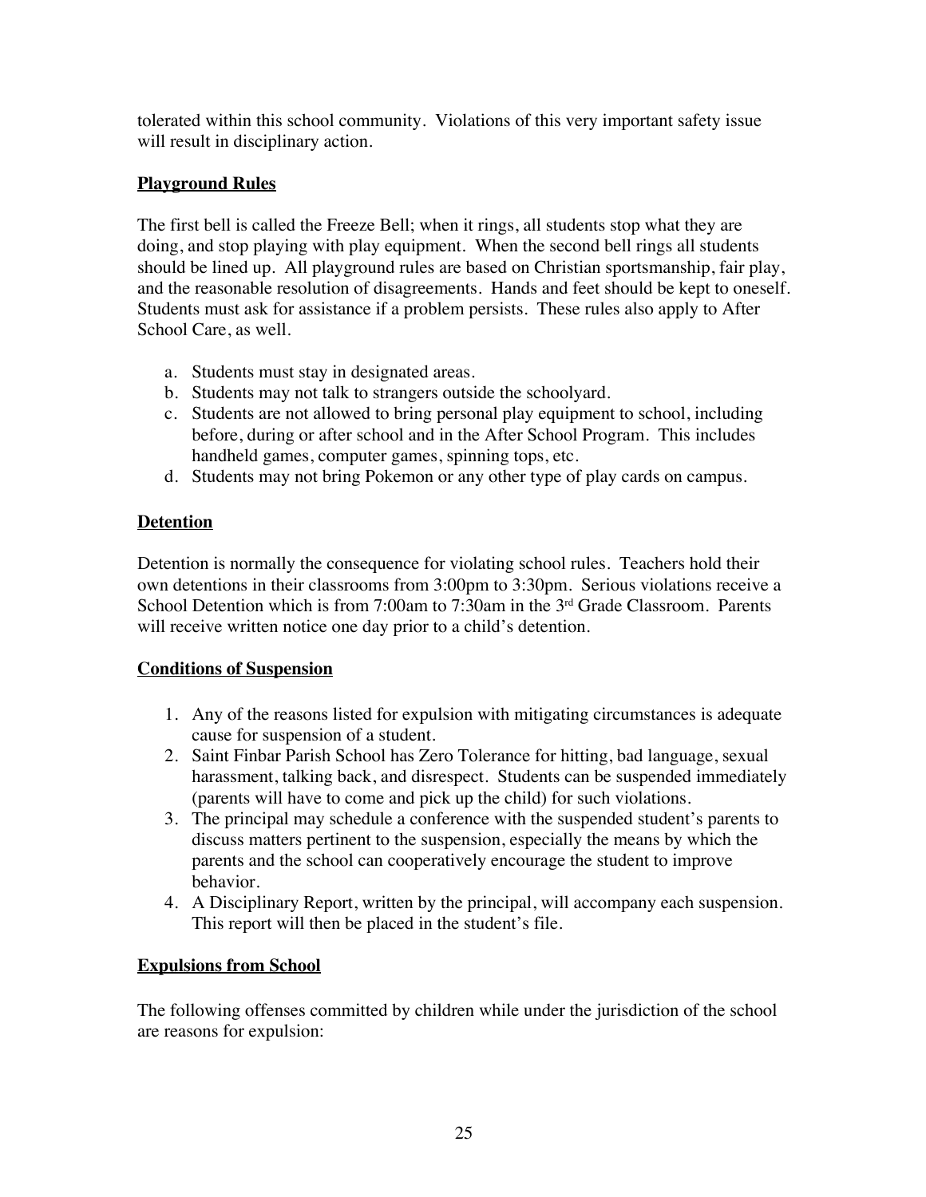tolerated within this school community. Violations of this very important safety issue will result in disciplinary action.

## Playground Rules

The first bell is called the Freeze Bell; when it rings, all students stop what they are doing, and stop playing with play equipment. When the second bell rings all students should be lined up. All playground rules are based on Christian sportsmanship, fair play, and the reasonable resolution of disagreements. Hands and feet should be kept to oneself. Students must ask for assistance if a problem persists. These rules also apply to After School Care, as well.

a. Students must stay in designated areas.
b. Students may not talk to strangers outside the schoolyard.
c. Students are not allowed to bring personal play equipment to school, including before, during or after school and in the After School Program. This includes handheld games, computer games, spinning tops, etc.
d. Students may not bring Pokemon or any other type of play cards on campus.

## Detention

Detention is normally the consequence for violating school rules. Teachers hold their own detentions in their classrooms from 3:00pm to 3:30pm. Serious violations receive a School Detention which is from 7:00am to 7:30am in the 3rd Grade Classroom. Parents will receive written notice one day prior to a child's detention.

## Conditions of Suspension

1. Any of the reasons listed for expulsion with mitigating circumstances is adequate cause for suspension of a student.
2. Saint Finbar Parish School has Zero Tolerance for hitting, bad language, sexual harassment, talking back, and disrespect. Students can be suspended immediately (parents will have to come and pick up the child) for such violations.
3. The principal may schedule a conference with the suspended student's parents to discuss matters pertinent to the suspension, especially the means by which the parents and the school can cooperatively encourage the student to improve behavior.
4. A Disciplinary Report, written by the principal, will accompany each suspension. This report will then be placed in the student's file.

## Expulsions from School

The following offenses committed by children while under the jurisdiction of the school are reasons for expulsion: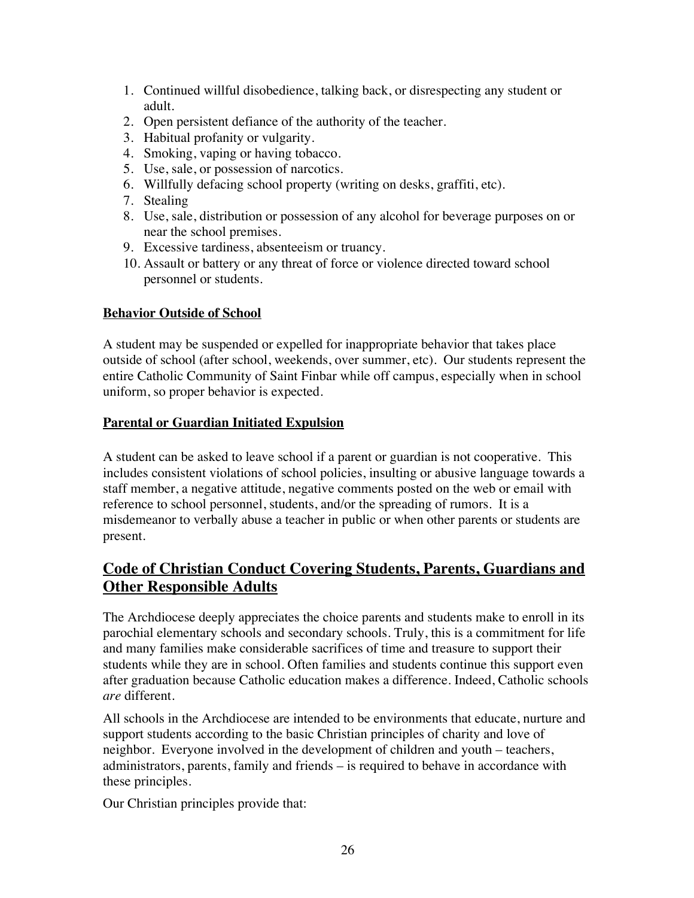1. Continued willful disobedience, talking back, or disrespecting any student or adult.
2. Open persistent defiance of the authority of the teacher.
3. Habitual profanity or vulgarity.
4. Smoking, vaping or having tobacco.
5. Use, sale, or possession of narcotics.
6. Willfully defacing school property (writing on desks, graffiti, etc).
7. Stealing
8. Use, sale, distribution or possession of any alcohol for beverage purposes on or near the school premises.
9. Excessive tardiness, absenteeism or truancy.
10. Assault or battery or any threat of force or violence directed toward school personnel or students.

**Behavior Outside of School**

A student may be suspended or expelled for inappropriate behavior that takes place outside of school (after school, weekends, over summer, etc). Our students represent the entire Catholic Community of Saint Finbar while off campus, especially when in school uniform, so proper behavior is expected.

**Parental or Guardian Initiated Expulsion**

A student can be asked to leave school if a parent or guardian is not cooperative. This includes consistent violations of school policies, insulting or abusive language towards a staff member, a negative attitude, negative comments posted on the web or email with reference to school personnel, students, and/or the spreading of rumors. It is a misdemeanor to verbally abuse a teacher in public or when other parents or students are present.

## Code of Christian Conduct Covering Students, Parents, Guardians and Other Responsible Adults

The Archdiocese deeply appreciates the choice parents and students make to enroll in its parochial elementary schools and secondary schools. Truly, this is a commitment for life and many families make considerable sacrifices of time and treasure to support their students while they are in school. Often families and students continue this support even after graduation because Catholic education makes a difference. Indeed, Catholic schools *are* different.

All schools in the Archdiocese are intended to be environments that educate, nurture and support students according to the basic Christian principles of charity and love of neighbor. Everyone involved in the development of children and youth – teachers, administrators, parents, family and friends – is required to behave in accordance with these principles.

Our Christian principles provide that: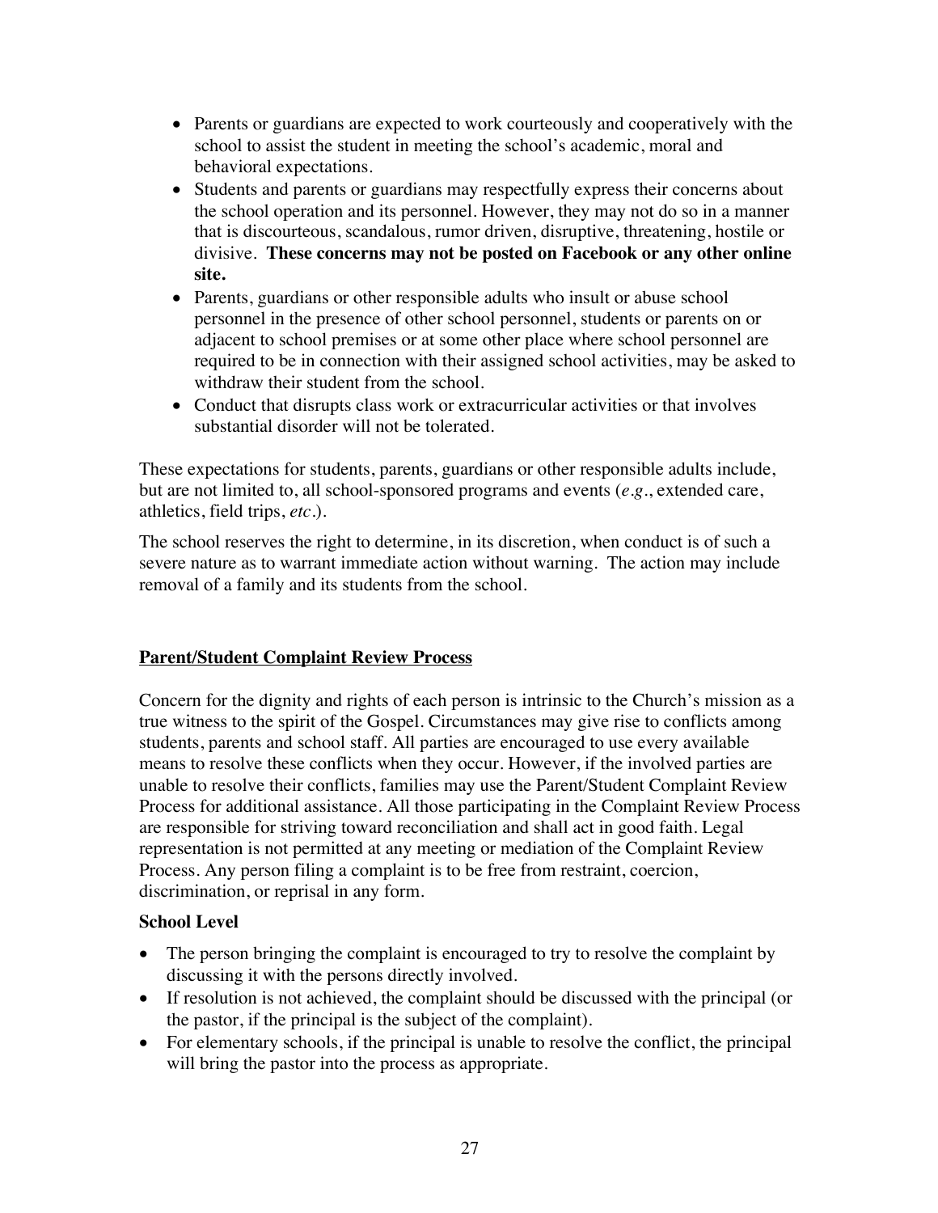- Parents or guardians are expected to work courteously and cooperatively with the school to assist the student in meeting the school's academic, moral and behavioral expectations.
- Students and parents or guardians may respectfully express their concerns about the school operation and its personnel. However, they may not do so in a manner that is discourteous, scandalous, rumor driven, disruptive, threatening, hostile or divisive. **These concerns may not be posted on Facebook or any other online site.**
- Parents, guardians or other responsible adults who insult or abuse school personnel in the presence of other school personnel, students or parents on or adjacent to school premises or at some other place where school personnel are required to be in connection with their assigned school activities, may be asked to withdraw their student from the school.
- Conduct that disrupts class work or extracurricular activities or that involves substantial disorder will not be tolerated.

These expectations for students, parents, guardians or other responsible adults include, but are not limited to, all school-sponsored programs and events (*e.g.*, extended care, athletics, field trips, *etc*.).

The school reserves the right to determine, in its discretion, when conduct is of such a severe nature as to warrant immediate action without warning. The action may include removal of a family and its students from the school.

## Parent/Student Complaint Review Process

Concern for the dignity and rights of each person is intrinsic to the Church's mission as a true witness to the spirit of the Gospel. Circumstances may give rise to conflicts among students, parents and school staff. All parties are encouraged to use every available means to resolve these conflicts when they occur. However, if the involved parties are unable to resolve their conflicts, families may use the Parent/Student Complaint Review Process for additional assistance. All those participating in the Complaint Review Process are responsible for striving toward reconciliation and shall act in good faith. Legal representation is not permitted at any meeting or mediation of the Complaint Review Process. Any person filing a complaint is to be free from restraint, coercion, discrimination, or reprisal in any form.

### School Level

- The person bringing the complaint is encouraged to try to resolve the complaint by discussing it with the persons directly involved.
- If resolution is not achieved, the complaint should be discussed with the principal (or the pastor, if the principal is the subject of the complaint).
- For elementary schools, if the principal is unable to resolve the conflict, the principal will bring the pastor into the process as appropriate.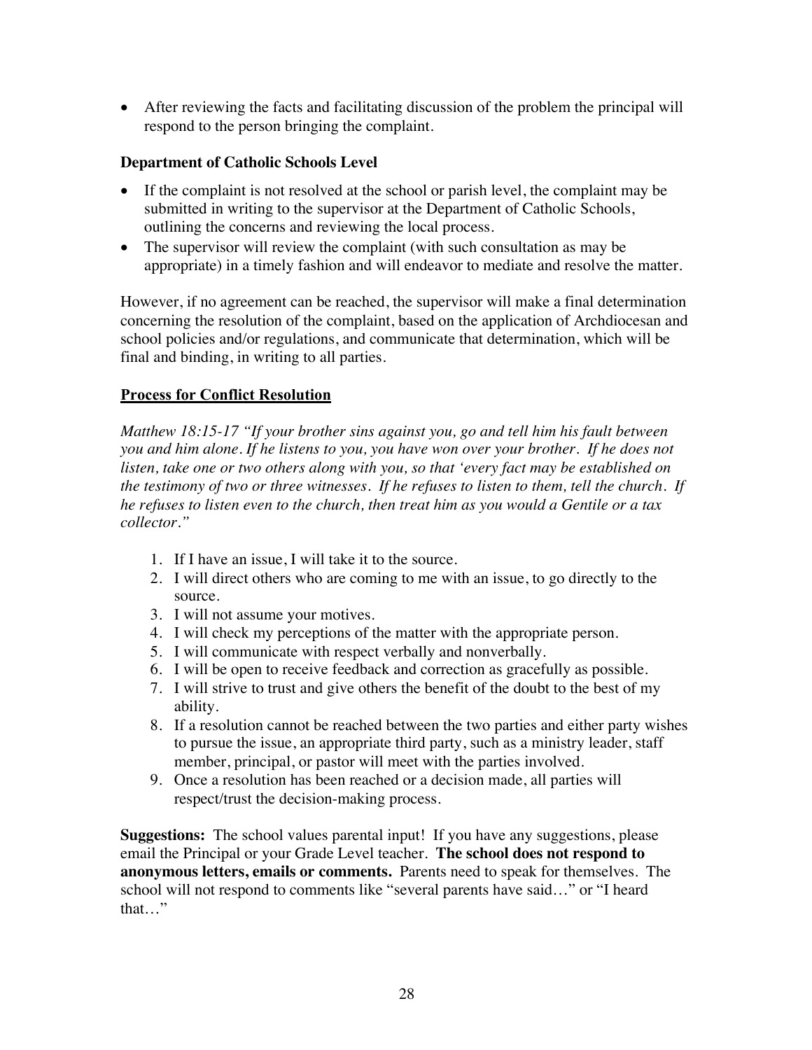- After reviewing the facts and facilitating discussion of the problem the principal will respond to the person bringing the complaint.

### Department of Catholic Schools Level

- If the complaint is not resolved at the school or parish level, the complaint may be submitted in writing to the supervisor at the Department of Catholic Schools, outlining the concerns and reviewing the local process.
- The supervisor will review the complaint (with such consultation as may be appropriate) in a timely fashion and will endeavor to mediate and resolve the matter.

However, if no agreement can be reached, the supervisor will make a final determination concerning the resolution of the complaint, based on the application of Archdiocesan and school policies and/or regulations, and communicate that determination, which will be final and binding, in writing to all parties.

### Process for Conflict Resolution

*Matthew 18:15-17 "If your brother sins against you, go and tell him his fault between you and him alone. If he listens to you, you have won over your brother. If he does not listen, take one or two others along with you, so that 'every fact may be established on the testimony of two or three witnesses. If he refuses to listen to them, tell the church. If he refuses to listen even to the church, then treat him as you would a Gentile or a tax collector."*

1. If I have an issue, I will take it to the source.
2. I will direct others who are coming to me with an issue, to go directly to the source.
3. I will not assume your motives.
4. I will check my perceptions of the matter with the appropriate person.
5. I will communicate with respect verbally and nonverbally.
6. I will be open to receive feedback and correction as gracefully as possible.
7. I will strive to trust and give others the benefit of the doubt to the best of my ability.
8. If a resolution cannot be reached between the two parties and either party wishes to pursue the issue, an appropriate third party, such as a ministry leader, staff member, principal, or pastor will meet with the parties involved.
9. Once a resolution has been reached or a decision made, all parties will respect/trust the decision-making process.

**Suggestions:** The school values parental input! If you have any suggestions, please email the Principal or your Grade Level teacher. **The school does not respond to anonymous letters, emails or comments.** Parents need to speak for themselves. The school will not respond to comments like "several parents have said…" or "I heard that…"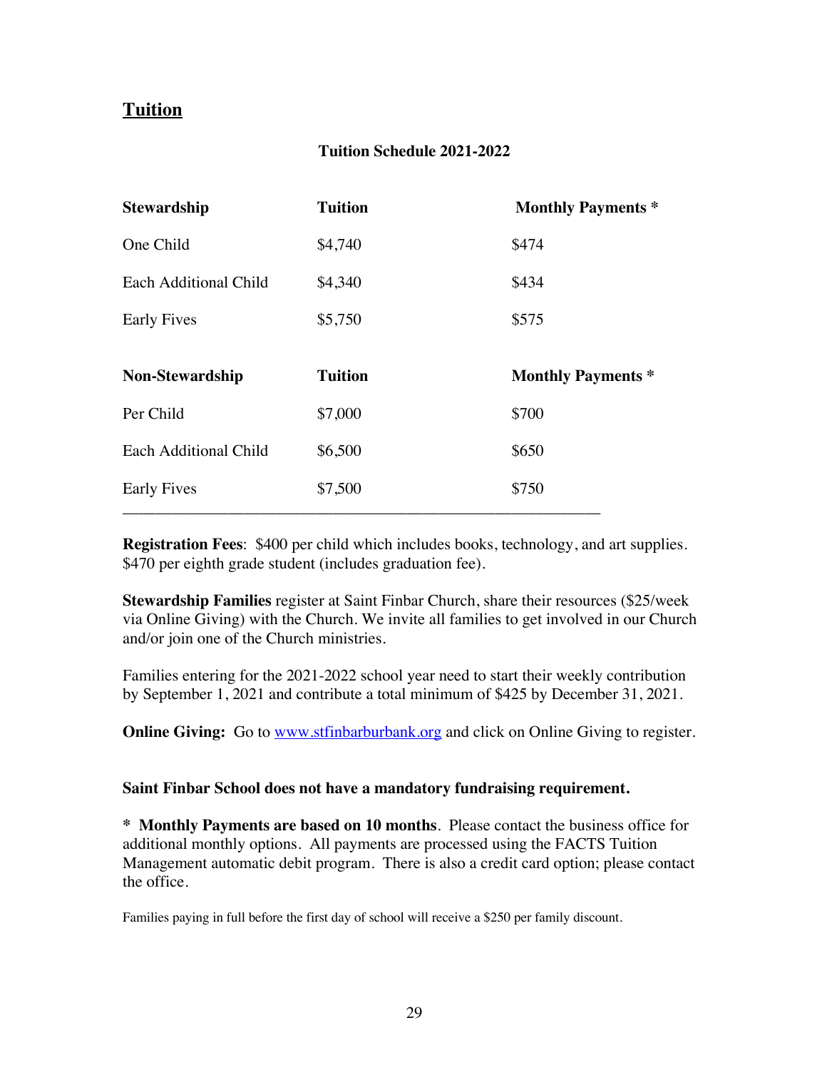## Tuition

**Tuition Schedule 2021-2022**

| **Stewardship** | **Tuition** | **Monthly Payments *** |
|---|---|---|
| One Child | $4,740 | $474 |
| Each Additional Child | $4,340 | $434 |
| Early Fives | $5,750 | $575 |
| **Non-Stewardship** | **Tuition** | **Monthly Payments *** |
| Per Child | $7,000 | $700 |
| Each Additional Child | $6,500 | $650 |
| Early Fives | $7,500 | $750 |

**Registration Fees**: $400 per child which includes books, technology, and art supplies. $470 per eighth grade student (includes graduation fee).

**Stewardship Families** register at Saint Finbar Church, share their resources ($25/week via Online Giving) with the Church. We invite all families to get involved in our Church and/or join one of the Church ministries.

Families entering for the 2021-2022 school year need to start their weekly contribution by September 1, 2021 and contribute a total minimum of $425 by December 31, 2021.

**Online Giving:** Go to [www.stfinbarburbank.org](http://www.stfinbarburbank.org) and click on Online Giving to register.

**Saint Finbar School does not have a mandatory fundraising requirement.**

**\* Monthly Payments are based on 10 months**. Please contact the business office for additional monthly options. All payments are processed using the FACTS Tuition Management automatic debit program. There is also a credit card option; please contact the office.

Families paying in full before the first day of school will receive a $250 per family discount.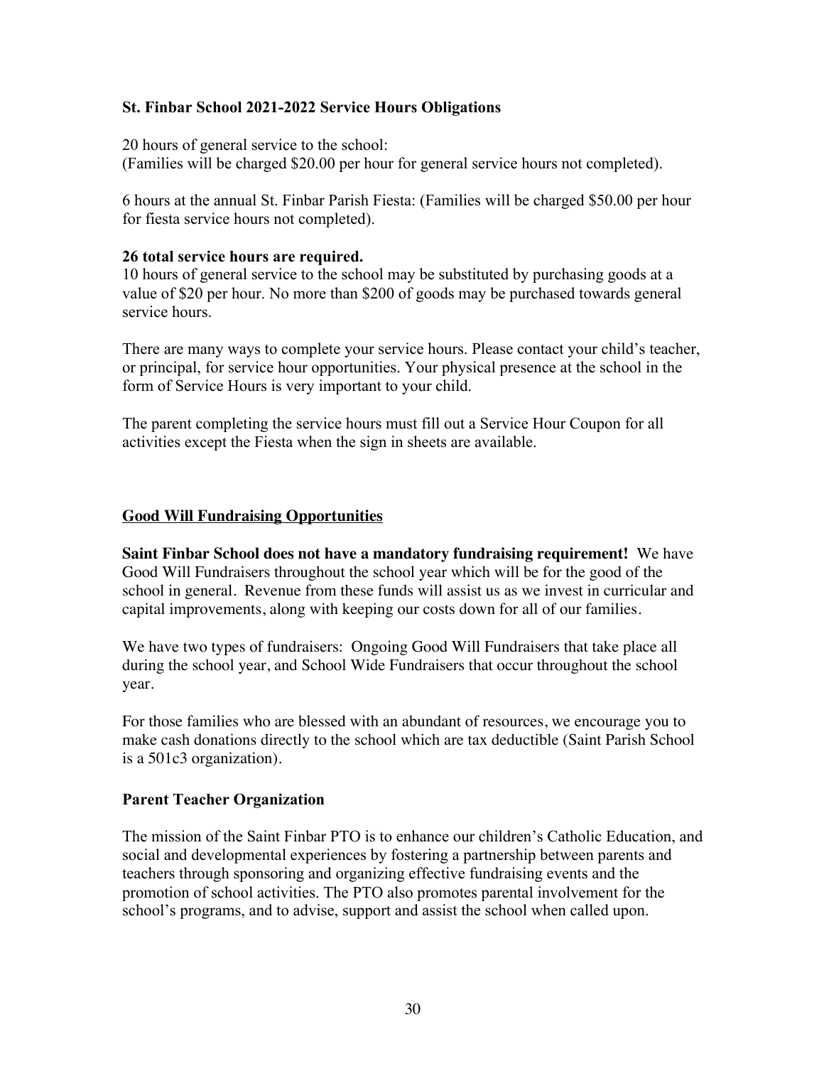### St. Finbar School 2021-2022 Service Hours Obligations

20 hours of general service to the school:
(Families will be charged $20.00 per hour for general service hours not completed).

6 hours at the annual St. Finbar Parish Fiesta: (Families will be charged $50.00 per hour for fiesta service hours not completed).

**26 total service hours are required.**
10 hours of general service to the school may be substituted by purchasing goods at a value of $20 per hour. No more than $200 of goods may be purchased towards general service hours.

There are many ways to complete your service hours. Please contact your child's teacher, or principal, for service hour opportunities. Your physical presence at the school in the form of Service Hours is very important to your child.

The parent completing the service hours must fill out a Service Hour Coupon for all activities except the Fiesta when the sign in sheets are available.

### <u>Good Will Fundraising Opportunities</u>

**Saint Finbar School does not have a mandatory fundraising requirement!** We have Good Will Fundraisers throughout the school year which will be for the good of the school in general. Revenue from these funds will assist us as we invest in curricular and capital improvements, along with keeping our costs down for all of our families.

We have two types of fundraisers: Ongoing Good Will Fundraisers that take place all during the school year, and School Wide Fundraisers that occur throughout the school year.

For those families who are blessed with an abundant of resources, we encourage you to make cash donations directly to the school which are tax deductible (Saint Parish School is a 501c3 organization).

### Parent Teacher Organization

The mission of the Saint Finbar PTO is to enhance our children's Catholic Education, and social and developmental experiences by fostering a partnership between parents and teachers through sponsoring and organizing effective fundraising events and the promotion of school activities. The PTO also promotes parental involvement for the school's programs, and to advise, support and assist the school when called upon.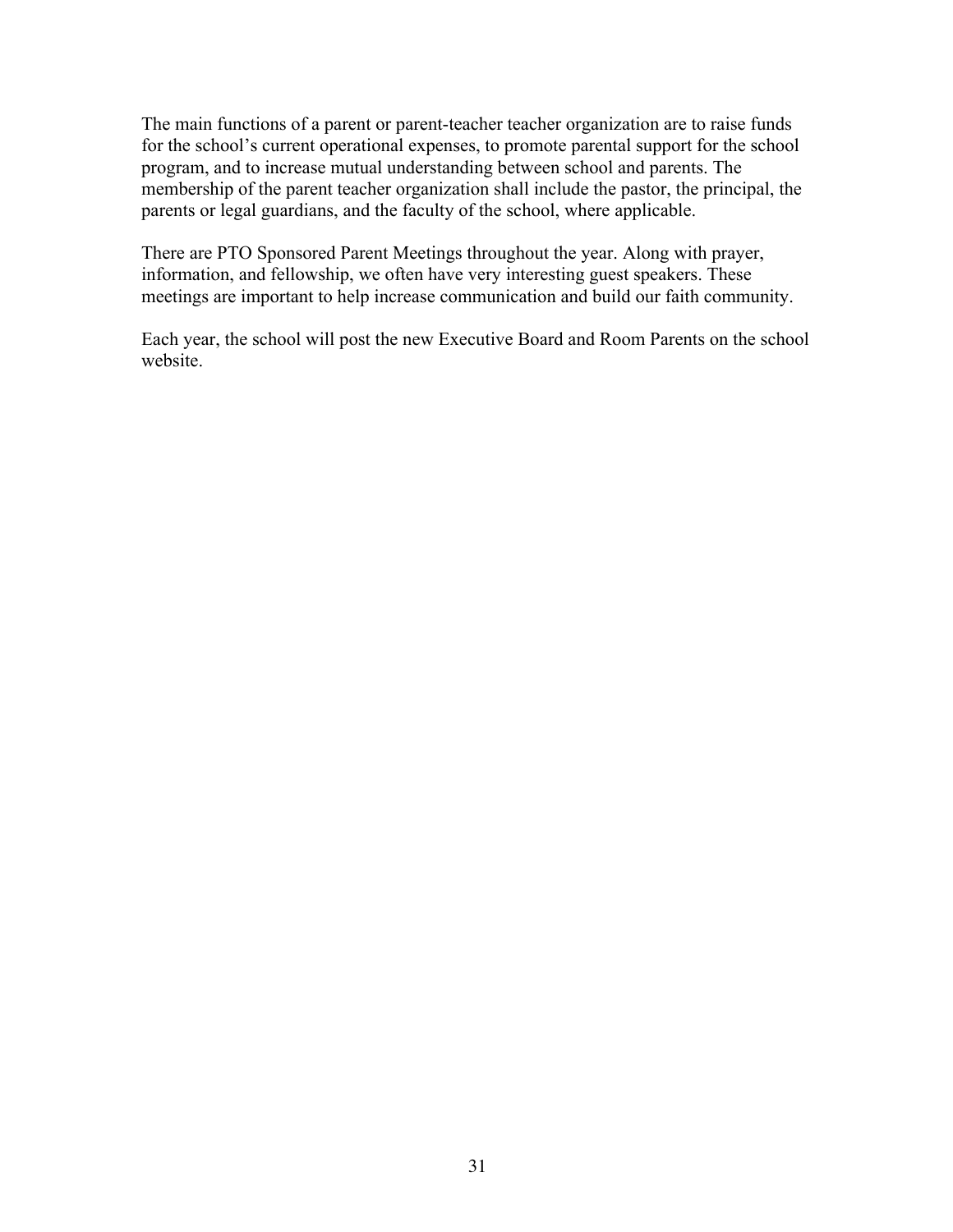The main functions of a parent or parent-teacher teacher organization are to raise funds for the school's current operational expenses, to promote parental support for the school program, and to increase mutual understanding between school and parents. The membership of the parent teacher organization shall include the pastor, the principal, the parents or legal guardians, and the faculty of the school, where applicable.

There are PTO Sponsored Parent Meetings throughout the year. Along with prayer, information, and fellowship, we often have very interesting guest speakers. These meetings are important to help increase communication and build our faith community.

Each year, the school will post the new Executive Board and Room Parents on the school website.